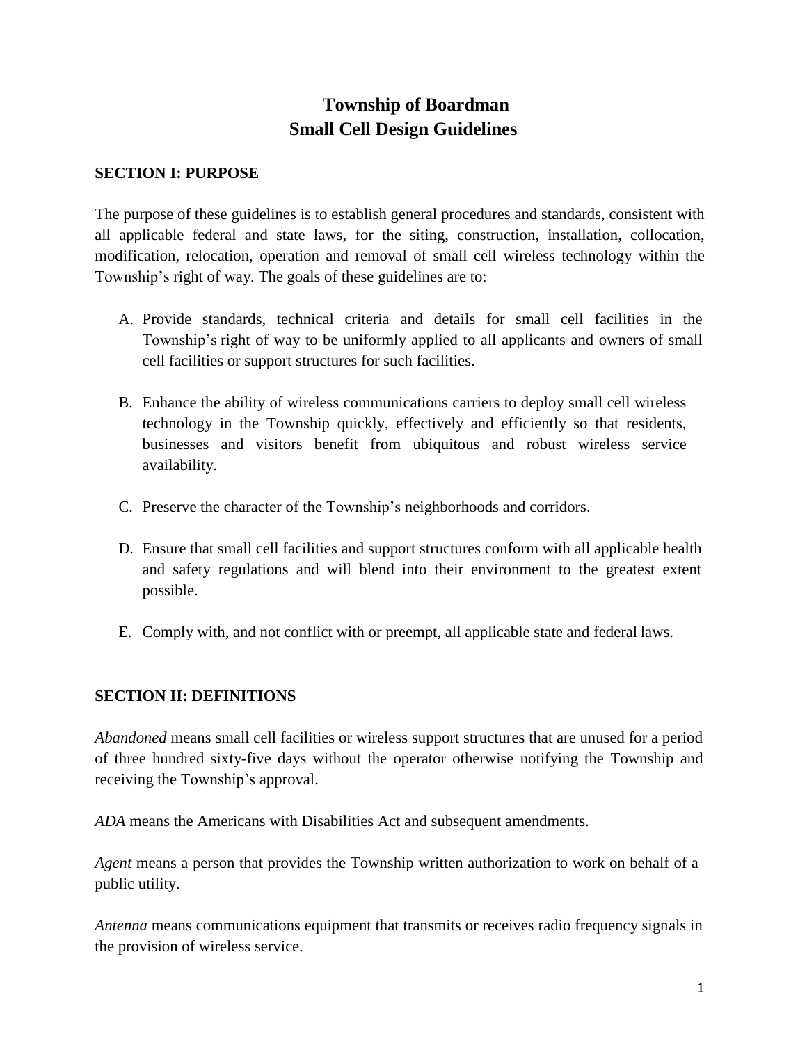# Township of Boardman
# Small Cell Design Guidelines

## SECTION I: PURPOSE

The purpose of these guidelines is to establish general procedures and standards, consistent with all applicable federal and state laws, for the siting, construction, installation, collocation, modification, relocation, operation and removal of small cell wireless technology within the Township's right of way. The goals of these guidelines are to:

A. Provide standards, technical criteria and details for small cell facilities in the Township's right of way to be uniformly applied to all applicants and owners of small cell facilities or support structures for such facilities.

B. Enhance the ability of wireless communications carriers to deploy small cell wireless technology in the Township quickly, effectively and efficiently so that residents, businesses and visitors benefit from ubiquitous and robust wireless service availability.

C. Preserve the character of the Township's neighborhoods and corridors.

D. Ensure that small cell facilities and support structures conform with all applicable health and safety regulations and will blend into their environment to the greatest extent possible.

E. Comply with, and not conflict with or preempt, all applicable state and federal laws.

## SECTION II: DEFINITIONS

*Abandoned* means small cell facilities or wireless support structures that are unused for a period of three hundred sixty-five days without the operator otherwise notifying the Township and receiving the Township's approval.

*ADA* means the Americans with Disabilities Act and subsequent amendments.

*Agent* means a person that provides the Township written authorization to work on behalf of a public utility.

*Antenna* means communications equipment that transmits or receives radio frequency signals in the provision of wireless service.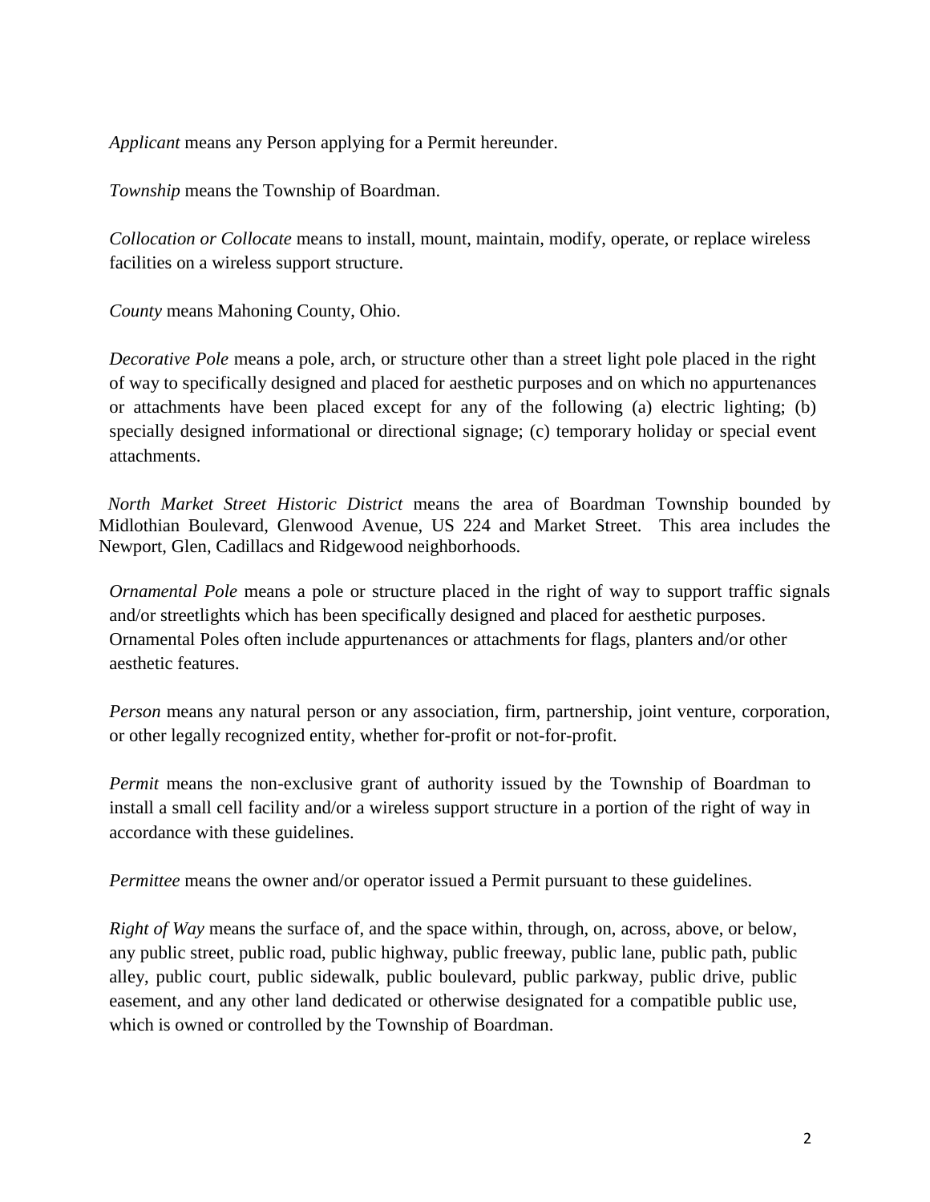*Applicant* means any Person applying for a Permit hereunder.

*Township* means the Township of Boardman.

*Collocation or Collocate* means to install, mount, maintain, modify, operate, or replace wireless facilities on a wireless support structure.

*County* means Mahoning County, Ohio.

*Decorative Pole* means a pole, arch, or structure other than a street light pole placed in the right of way to specifically designed and placed for aesthetic purposes and on which no appurtenances or attachments have been placed except for any of the following (a) electric lighting; (b) specially designed informational or directional signage; (c) temporary holiday or special event attachments.

*North Market Street Historic District* means the area of Boardman Township bounded by Midlothian Boulevard, Glenwood Avenue, US 224 and Market Street. This area includes the Newport, Glen, Cadillacs and Ridgewood neighborhoods.

*Ornamental Pole* means a pole or structure placed in the right of way to support traffic signals and/or streetlights which has been specifically designed and placed for aesthetic purposes. Ornamental Poles often include appurtenances or attachments for flags, planters and/or other aesthetic features.

*Person* means any natural person or any association, firm, partnership, joint venture, corporation, or other legally recognized entity, whether for-profit or not-for-profit.

*Permit* means the non-exclusive grant of authority issued by the Township of Boardman to install a small cell facility and/or a wireless support structure in a portion of the right of way in accordance with these guidelines.

*Permittee* means the owner and/or operator issued a Permit pursuant to these guidelines.

*Right of Way* means the surface of, and the space within, through, on, across, above, or below, any public street, public road, public highway, public freeway, public lane, public path, public alley, public court, public sidewalk, public boulevard, public parkway, public drive, public easement, and any other land dedicated or otherwise designated for a compatible public use, which is owned or controlled by the Township of Boardman.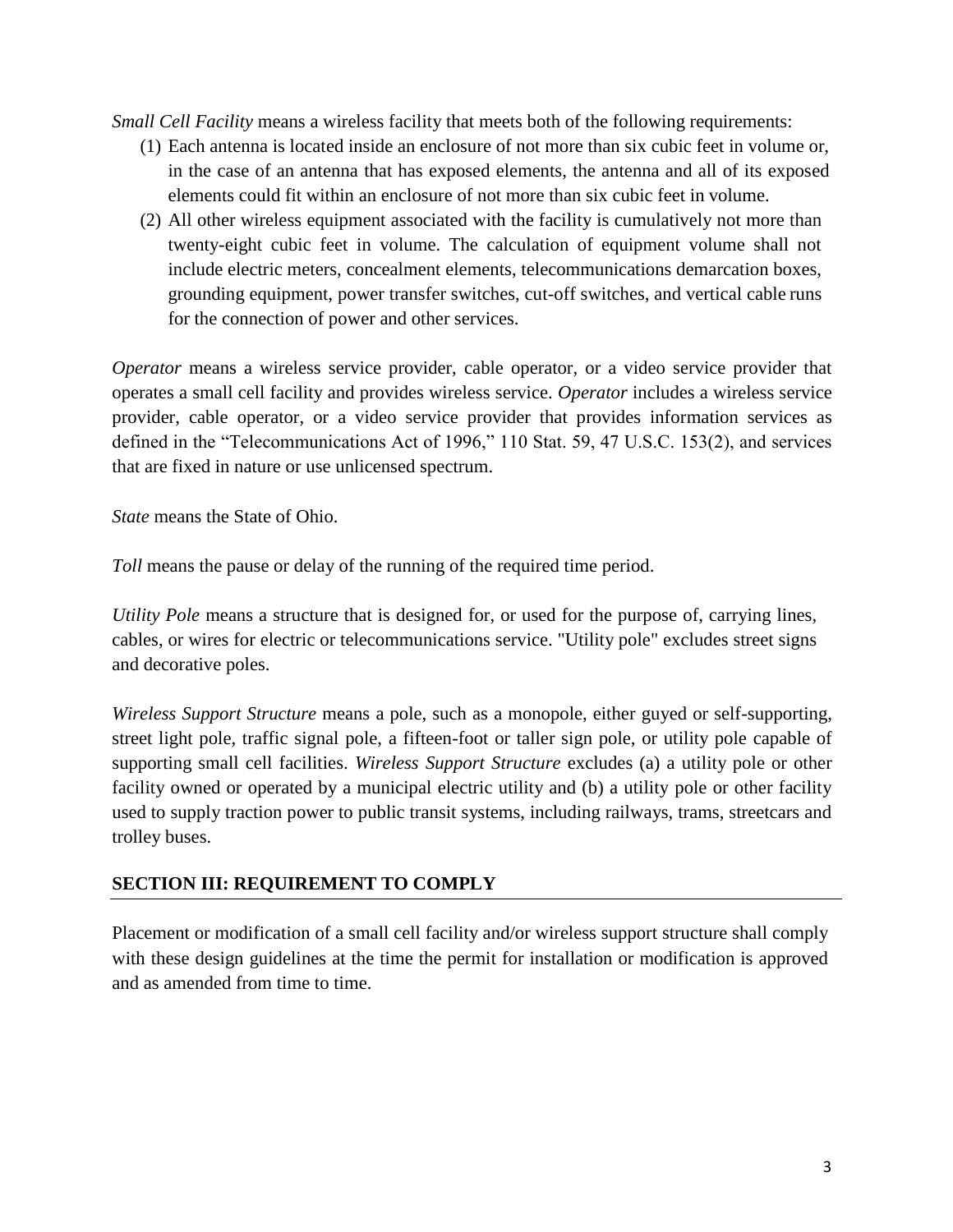*Small Cell Facility* means a wireless facility that meets both of the following requirements:

1. Each antenna is located inside an enclosure of not more than six cubic feet in volume or, in the case of an antenna that has exposed elements, the antenna and all of its exposed elements could fit within an enclosure of not more than six cubic feet in volume.
2. All other wireless equipment associated with the facility is cumulatively not more than twenty-eight cubic feet in volume. The calculation of equipment volume shall not include electric meters, concealment elements, telecommunications demarcation boxes, grounding equipment, power transfer switches, cut-off switches, and vertical cable runs for the connection of power and other services.

*Operator* means a wireless service provider, cable operator, or a video service provider that operates a small cell facility and provides wireless service. *Operator* includes a wireless service provider, cable operator, or a video service provider that provides information services as defined in the "Telecommunications Act of 1996," 110 Stat. 59, 47 U.S.C. 153(2), and services that are fixed in nature or use unlicensed spectrum.

*State* means the State of Ohio.

*Toll* means the pause or delay of the running of the required time period.

*Utility Pole* means a structure that is designed for, or used for the purpose of, carrying lines, cables, or wires for electric or telecommunications service. "Utility pole" excludes street signs and decorative poles.

*Wireless Support Structure* means a pole, such as a monopole, either guyed or self-supporting, street light pole, traffic signal pole, a fifteen-foot or taller sign pole, or utility pole capable of supporting small cell facilities. *Wireless Support Structure* excludes (a) a utility pole or other facility owned or operated by a municipal electric utility and (b) a utility pole or other facility used to supply traction power to public transit systems, including railways, trams, streetcars and trolley buses.

## SECTION III: REQUIREMENT TO COMPLY

Placement or modification of a small cell facility and/or wireless support structure shall comply with these design guidelines at the time the permit for installation or modification is approved and as amended from time to time.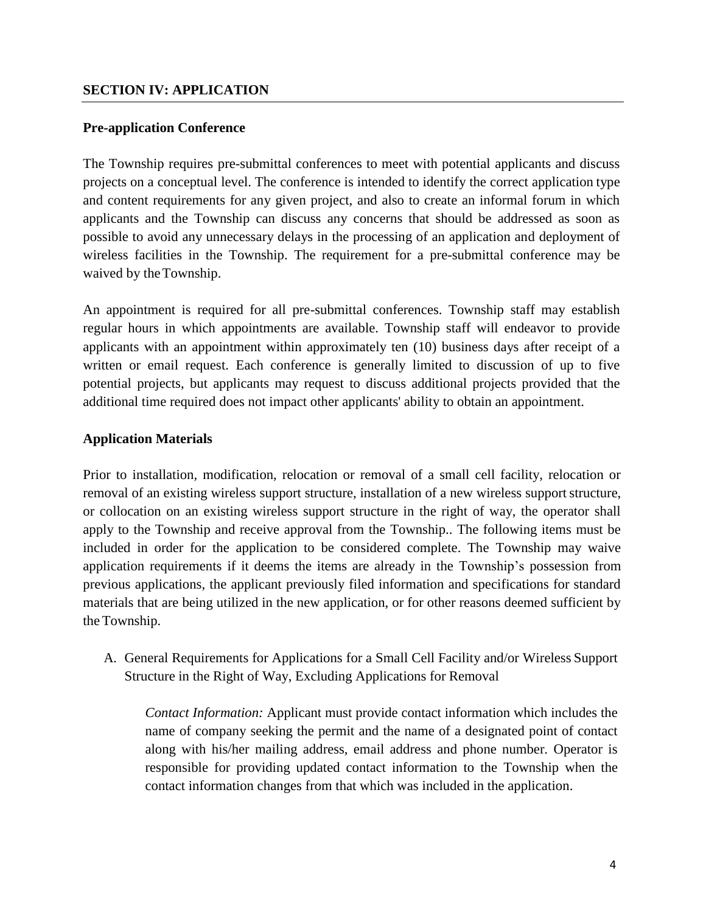## SECTION IV: APPLICATION

### Pre-application Conference

The Township requires pre-submittal conferences to meet with potential applicants and discuss projects on a conceptual level. The conference is intended to identify the correct application type and content requirements for any given project, and also to create an informal forum in which applicants and the Township can discuss any concerns that should be addressed as soon as possible to avoid any unnecessary delays in the processing of an application and deployment of wireless facilities in the Township. The requirement for a pre-submittal conference may be waived by the Township.

An appointment is required for all pre-submittal conferences. Township staff may establish regular hours in which appointments are available. Township staff will endeavor to provide applicants with an appointment within approximately ten (10) business days after receipt of a written or email request. Each conference is generally limited to discussion of up to five potential projects, but applicants may request to discuss additional projects provided that the additional time required does not impact other applicants' ability to obtain an appointment.

### Application Materials

Prior to installation, modification, relocation or removal of a small cell facility, relocation or removal of an existing wireless support structure, installation of a new wireless support structure, or collocation on an existing wireless support structure in the right of way, the operator shall apply to the Township and receive approval from the Township.. The following items must be included in order for the application to be considered complete. The Township may waive application requirements if it deems the items are already in the Township's possession from previous applications, the applicant previously filed information and specifications for standard materials that are being utilized in the new application, or for other reasons deemed sufficient by the Township.

A. General Requirements for Applications for a Small Cell Facility and/or Wireless Support Structure in the Right of Way, Excluding Applications for Removal

   *Contact Information:* Applicant must provide contact information which includes the name of company seeking the permit and the name of a designated point of contact along with his/her mailing address, email address and phone number. Operator is responsible for providing updated contact information to the Township when the contact information changes from that which was included in the application.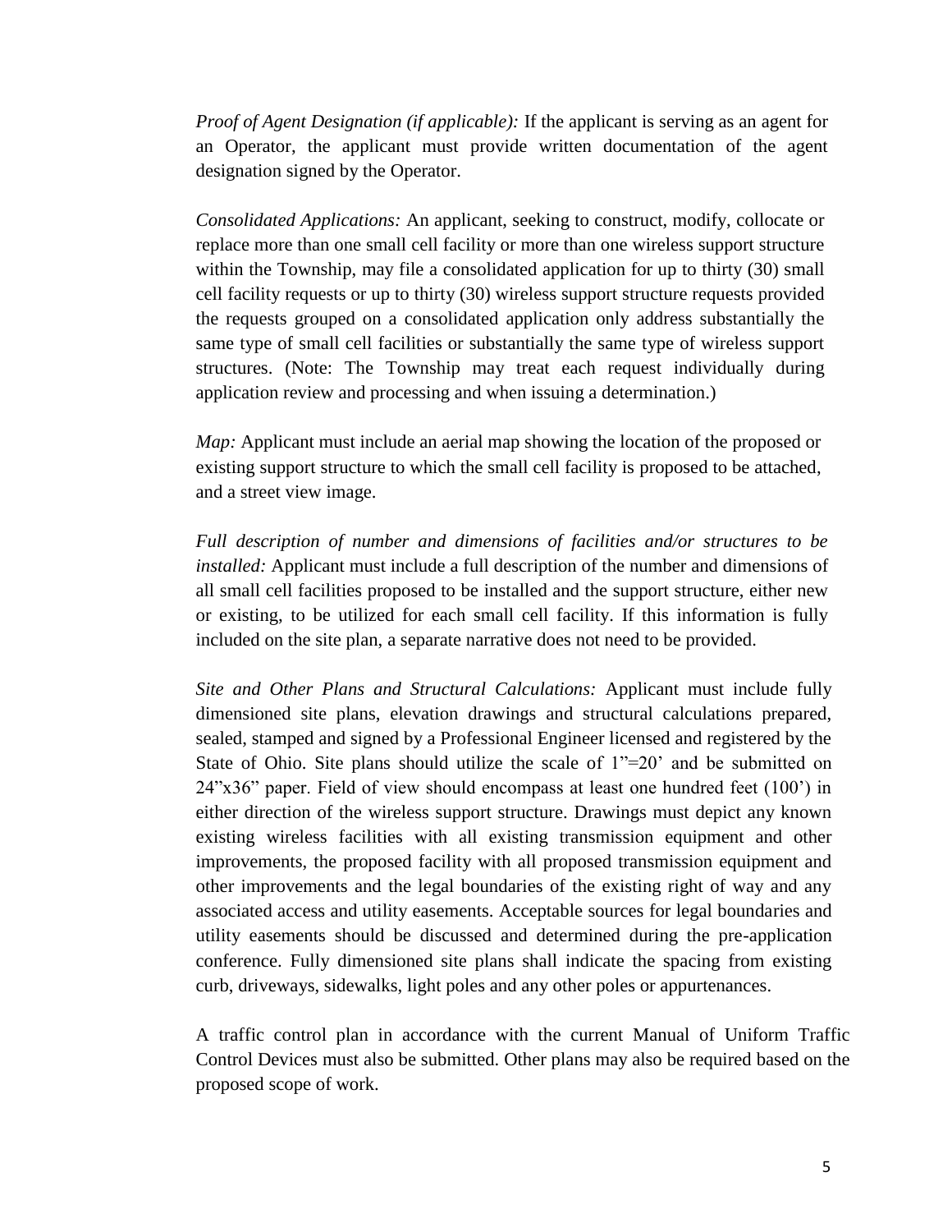*Proof of Agent Designation (if applicable):* If the applicant is serving as an agent for an Operator, the applicant must provide written documentation of the agent designation signed by the Operator.

*Consolidated Applications:* An applicant, seeking to construct, modify, collocate or replace more than one small cell facility or more than one wireless support structure within the Township, may file a consolidated application for up to thirty (30) small cell facility requests or up to thirty (30) wireless support structure requests provided the requests grouped on a consolidated application only address substantially the same type of small cell facilities or substantially the same type of wireless support structures. (Note: The Township may treat each request individually during application review and processing and when issuing a determination.)

*Map:* Applicant must include an aerial map showing the location of the proposed or existing support structure to which the small cell facility is proposed to be attached, and a street view image.

*Full description of number and dimensions of facilities and/or structures to be installed:* Applicant must include a full description of the number and dimensions of all small cell facilities proposed to be installed and the support structure, either new or existing, to be utilized for each small cell facility. If this information is fully included on the site plan, a separate narrative does not need to be provided.

*Site and Other Plans and Structural Calculations:* Applicant must include fully dimensioned site plans, elevation drawings and structural calculations prepared, sealed, stamped and signed by a Professional Engineer licensed and registered by the State of Ohio. Site plans should utilize the scale of 1"=20' and be submitted on 24"x36" paper. Field of view should encompass at least one hundred feet (100') in either direction of the wireless support structure. Drawings must depict any known existing wireless facilities with all existing transmission equipment and other improvements, the proposed facility with all proposed transmission equipment and other improvements and the legal boundaries of the existing right of way and any associated access and utility easements. Acceptable sources for legal boundaries and utility easements should be discussed and determined during the pre-application conference. Fully dimensioned site plans shall indicate the spacing from existing curb, driveways, sidewalks, light poles and any other poles or appurtenances.

A traffic control plan in accordance with the current Manual of Uniform Traffic Control Devices must also be submitted. Other plans may also be required based on the proposed scope of work.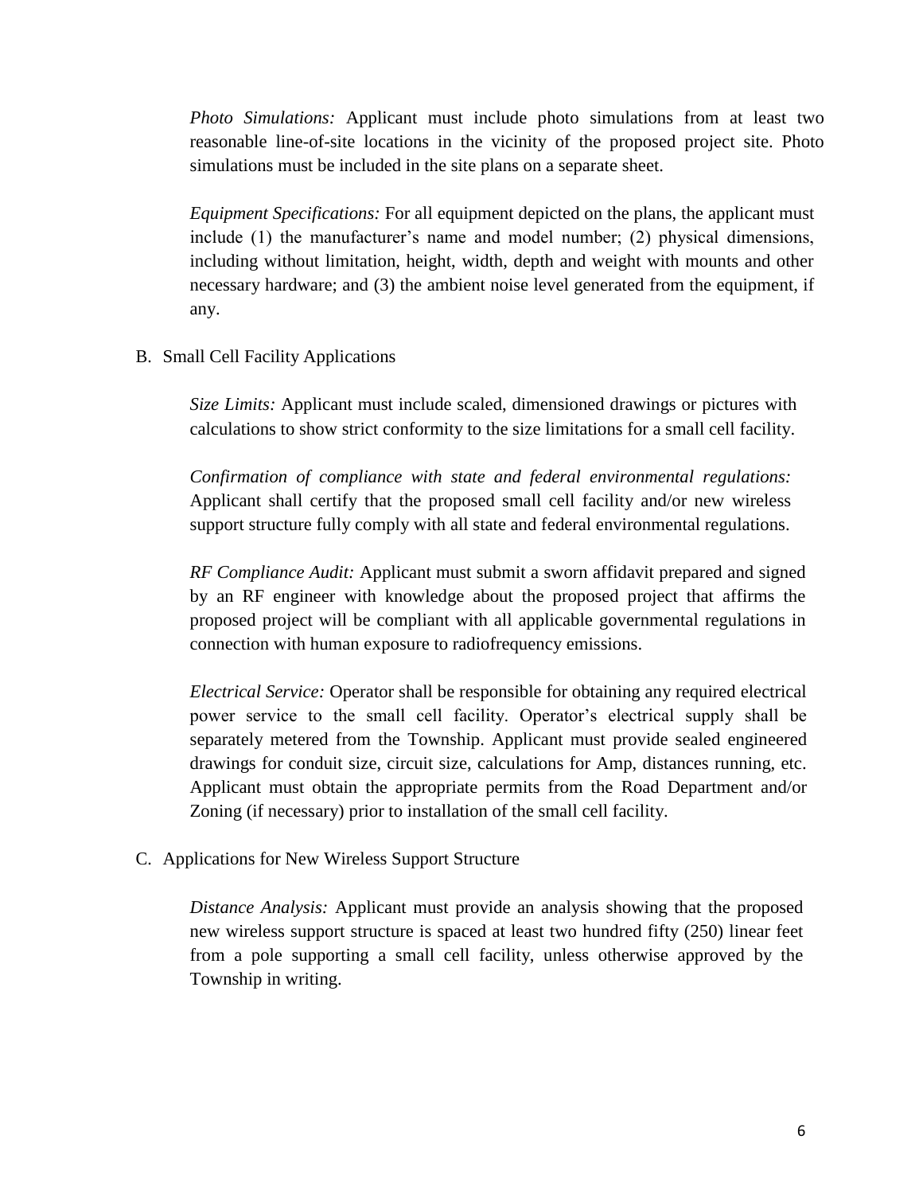*Photo Simulations:* Applicant must include photo simulations from at least two reasonable line-of-site locations in the vicinity of the proposed project site. Photo simulations must be included in the site plans on a separate sheet.

*Equipment Specifications:* For all equipment depicted on the plans, the applicant must include (1) the manufacturer's name and model number; (2) physical dimensions, including without limitation, height, width, depth and weight with mounts and other necessary hardware; and (3) the ambient noise level generated from the equipment, if any.

B. Small Cell Facility Applications

*Size Limits:* Applicant must include scaled, dimensioned drawings or pictures with calculations to show strict conformity to the size limitations for a small cell facility.

*Confirmation of compliance with state and federal environmental regulations:* Applicant shall certify that the proposed small cell facility and/or new wireless support structure fully comply with all state and federal environmental regulations.

*RF Compliance Audit:* Applicant must submit a sworn affidavit prepared and signed by an RF engineer with knowledge about the proposed project that affirms the proposed project will be compliant with all applicable governmental regulations in connection with human exposure to radiofrequency emissions.

*Electrical Service:* Operator shall be responsible for obtaining any required electrical power service to the small cell facility. Operator's electrical supply shall be separately metered from the Township. Applicant must provide sealed engineered drawings for conduit size, circuit size, calculations for Amp, distances running, etc. Applicant must obtain the appropriate permits from the Road Department and/or Zoning (if necessary) prior to installation of the small cell facility.

C. Applications for New Wireless Support Structure

*Distance Analysis:* Applicant must provide an analysis showing that the proposed new wireless support structure is spaced at least two hundred fifty (250) linear feet from a pole supporting a small cell facility, unless otherwise approved by the Township in writing.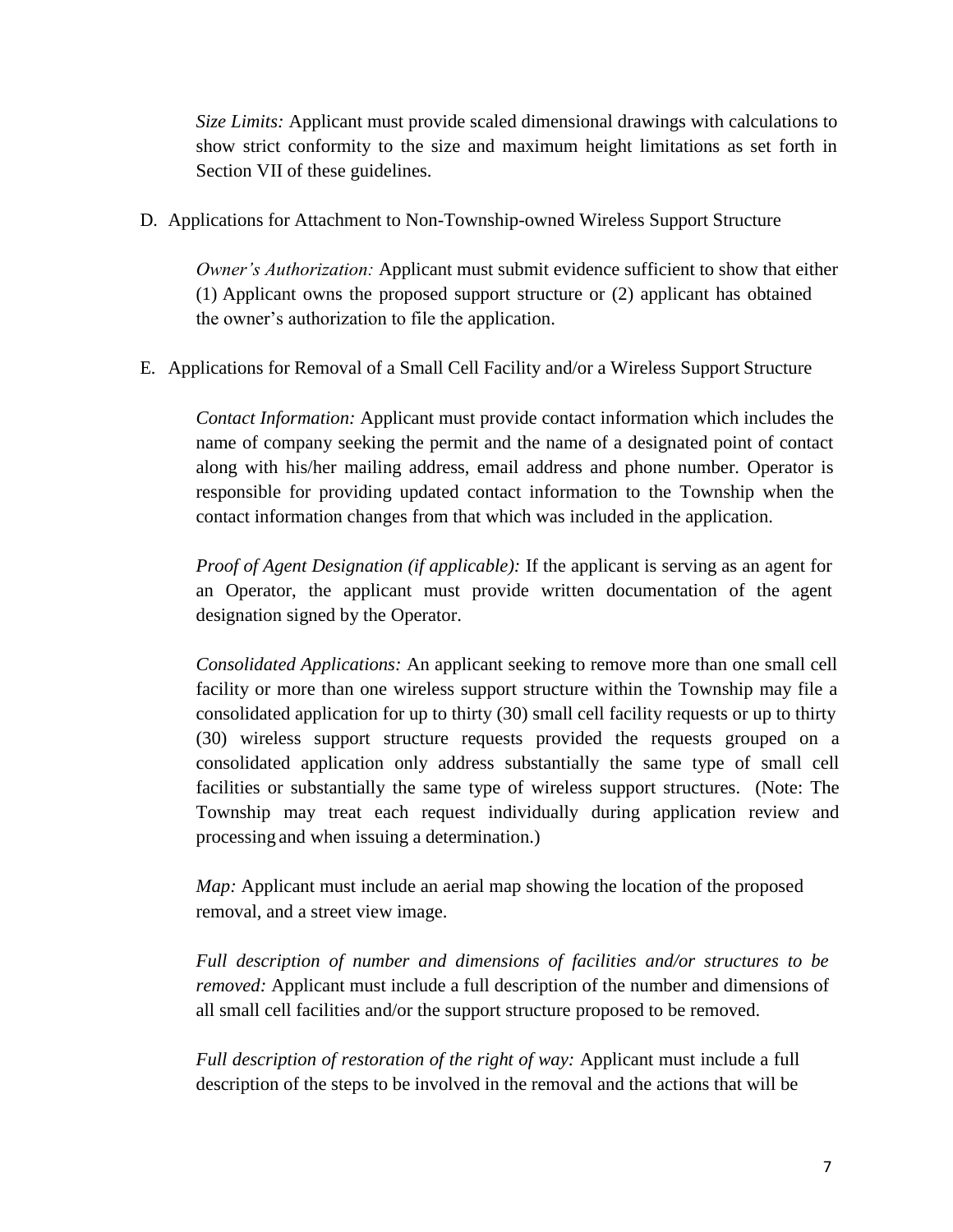*Size Limits:* Applicant must provide scaled dimensional drawings with calculations to show strict conformity to the size and maximum height limitations as set forth in Section VII of these guidelines.

D. Applications for Attachment to Non-Township-owned Wireless Support Structure

*Owner's Authorization:* Applicant must submit evidence sufficient to show that either (1) Applicant owns the proposed support structure or (2) applicant has obtained the owner's authorization to file the application.

E. Applications for Removal of a Small Cell Facility and/or a Wireless Support Structure

*Contact Information:* Applicant must provide contact information which includes the name of company seeking the permit and the name of a designated point of contact along with his/her mailing address, email address and phone number. Operator is responsible for providing updated contact information to the Township when the contact information changes from that which was included in the application.

*Proof of Agent Designation (if applicable):* If the applicant is serving as an agent for an Operator, the applicant must provide written documentation of the agent designation signed by the Operator.

*Consolidated Applications:* An applicant seeking to remove more than one small cell facility or more than one wireless support structure within the Township may file a consolidated application for up to thirty (30) small cell facility requests or up to thirty (30) wireless support structure requests provided the requests grouped on a consolidated application only address substantially the same type of small cell facilities or substantially the same type of wireless support structures. (Note: The Township may treat each request individually during application review and processing and when issuing a determination.)

*Map:* Applicant must include an aerial map showing the location of the proposed removal, and a street view image.

*Full description of number and dimensions of facilities and/or structures to be removed:* Applicant must include a full description of the number and dimensions of all small cell facilities and/or the support structure proposed to be removed.

*Full description of restoration of the right of way:* Applicant must include a full description of the steps to be involved in the removal and the actions that will be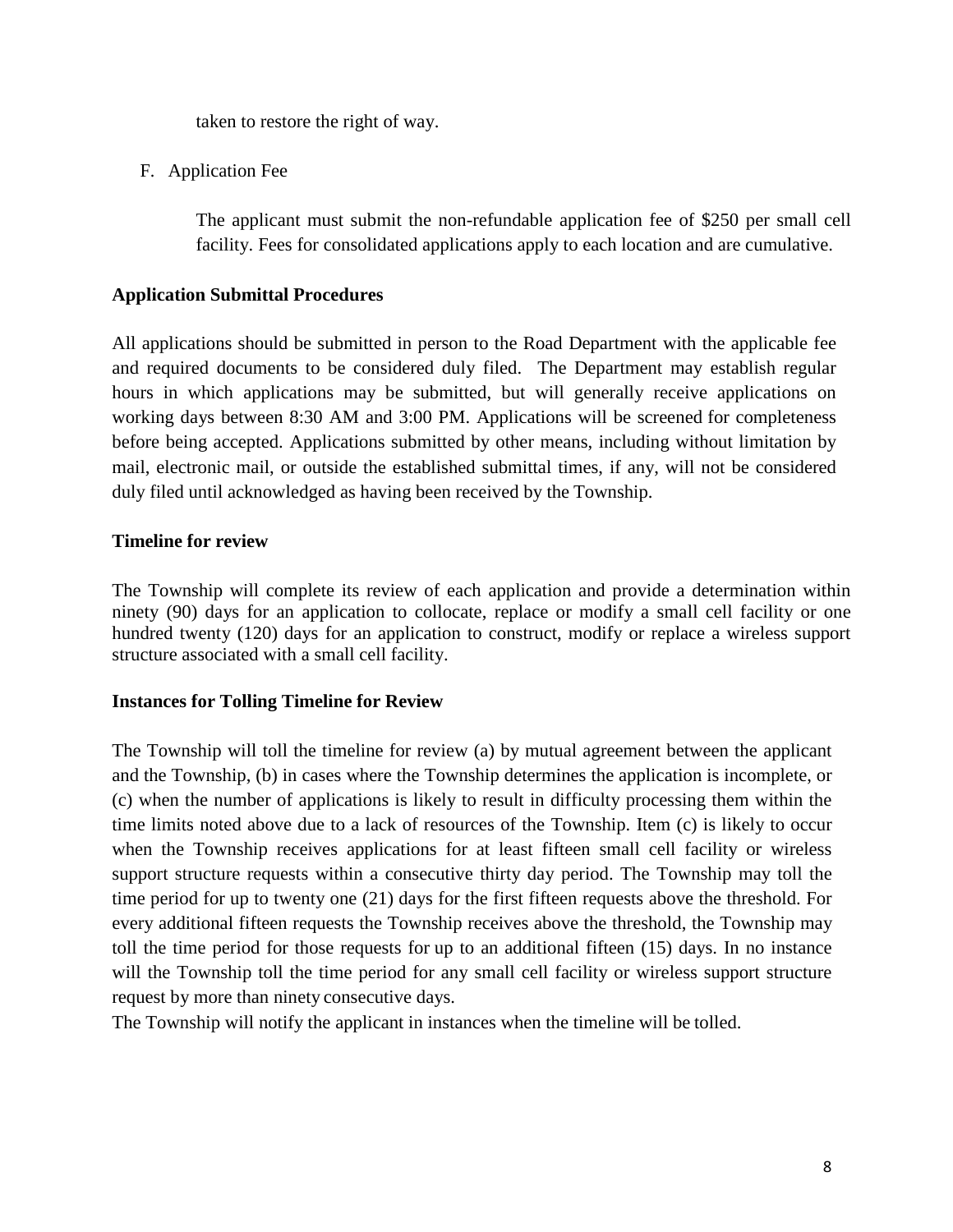taken to restore the right of way.

F. Application Fee

The applicant must submit the non-refundable application fee of $250 per small cell facility. Fees for consolidated applications apply to each location and are cumulative.

**Application Submittal Procedures**

All applications should be submitted in person to the Road Department with the applicable fee and required documents to be considered duly filed. The Department may establish regular hours in which applications may be submitted, but will generally receive applications on working days between 8:30 AM and 3:00 PM. Applications will be screened for completeness before being accepted. Applications submitted by other means, including without limitation by mail, electronic mail, or outside the established submittal times, if any, will not be considered duly filed until acknowledged as having been received by the Township.

**Timeline for review**

The Township will complete its review of each application and provide a determination within ninety (90) days for an application to collocate, replace or modify a small cell facility or one hundred twenty (120) days for an application to construct, modify or replace a wireless support structure associated with a small cell facility.

**Instances for Tolling Timeline for Review**

The Township will toll the timeline for review (a) by mutual agreement between the applicant and the Township, (b) in cases where the Township determines the application is incomplete, or (c) when the number of applications is likely to result in difficulty processing them within the time limits noted above due to a lack of resources of the Township. Item (c) is likely to occur when the Township receives applications for at least fifteen small cell facility or wireless support structure requests within a consecutive thirty day period. The Township may toll the time period for up to twenty one (21) days for the first fifteen requests above the threshold. For every additional fifteen requests the Township receives above the threshold, the Township may toll the time period for those requests for up to an additional fifteen (15) days. In no instance will the Township toll the time period for any small cell facility or wireless support structure request by more than ninety consecutive days.

The Township will notify the applicant in instances when the timeline will be tolled.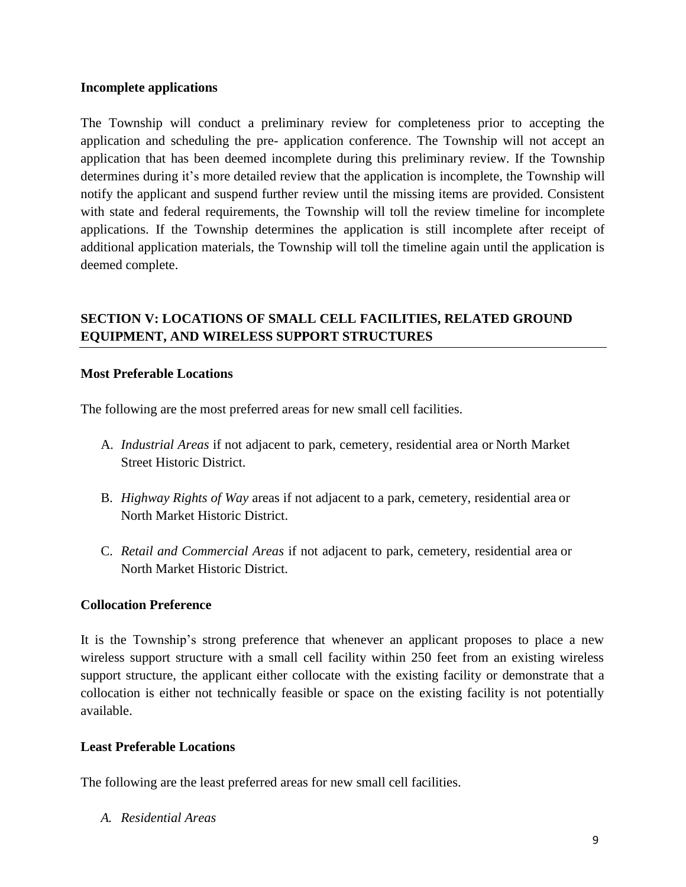**Incomplete applications**

The Township will conduct a preliminary review for completeness prior to accepting the application and scheduling the pre- application conference. The Township will not accept an application that has been deemed incomplete during this preliminary review. If the Township determines during it's more detailed review that the application is incomplete, the Township will notify the applicant and suspend further review until the missing items are provided. Consistent with state and federal requirements, the Township will toll the review timeline for incomplete applications. If the Township determines the application is still incomplete after receipt of additional application materials, the Township will toll the timeline again until the application is deemed complete.

## SECTION V: LOCATIONS OF SMALL CELL FACILITIES, RELATED GROUND EQUIPMENT, AND WIRELESS SUPPORT STRUCTURES

**Most Preferable Locations**

The following are the most preferred areas for new small cell facilities.

A. *Industrial Areas* if not adjacent to park, cemetery, residential area or North Market Street Historic District.

B. *Highway Rights of Way* areas if not adjacent to a park, cemetery, residential area or North Market Historic District.

C. *Retail and Commercial Areas* if not adjacent to park, cemetery, residential area or North Market Historic District.

**Collocation Preference**

It is the Township's strong preference that whenever an applicant proposes to place a new wireless support structure with a small cell facility within 250 feet from an existing wireless support structure, the applicant either collocate with the existing facility or demonstrate that a collocation is either not technically feasible or space on the existing facility is not potentially available.

**Least Preferable Locations**

The following are the least preferred areas for new small cell facilities.

*A. Residential Areas*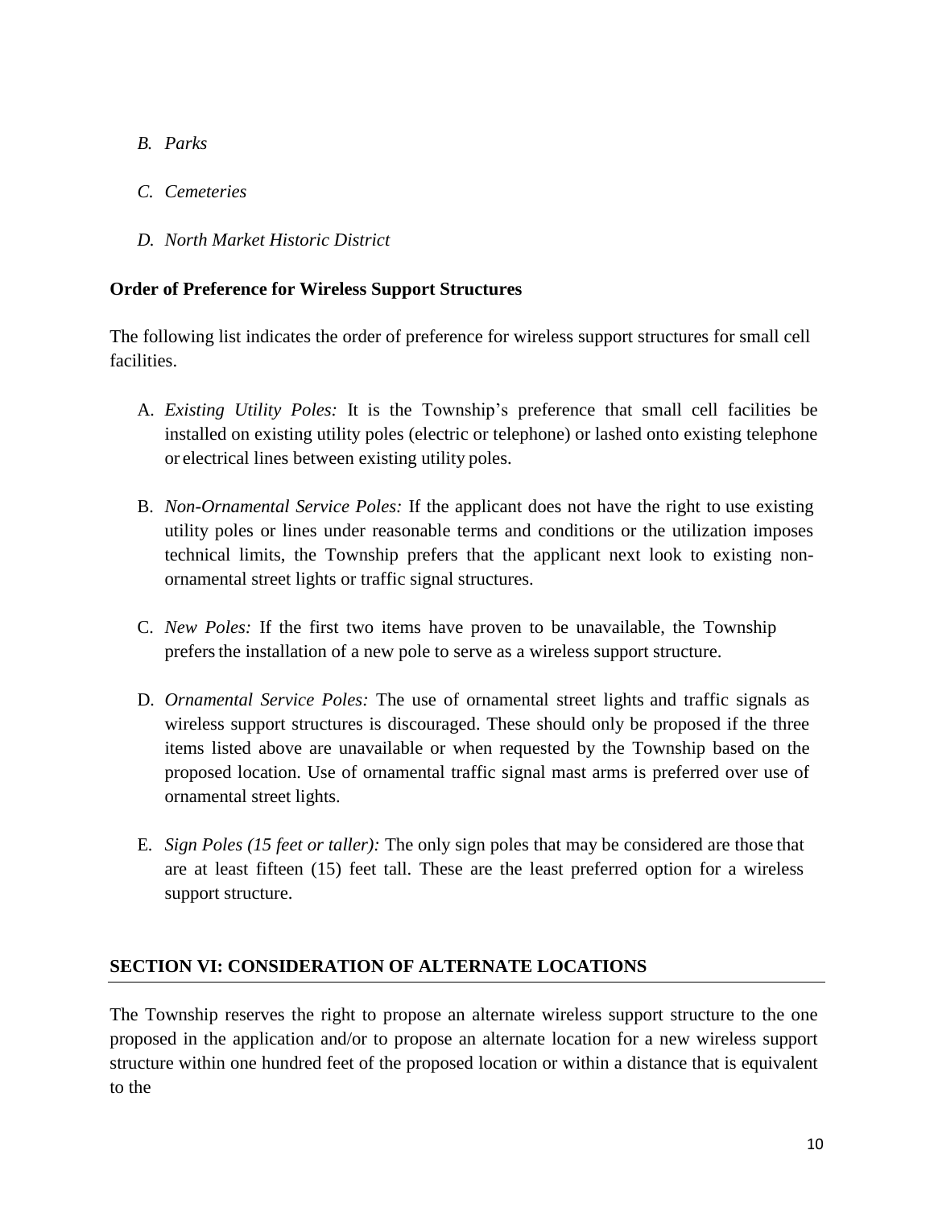*B. Parks*

*C. Cemeteries*

*D. North Market Historic District*

**Order of Preference for Wireless Support Structures**

The following list indicates the order of preference for wireless support structures for small cell facilities.

A. *Existing Utility Poles:* It is the Township's preference that small cell facilities be installed on existing utility poles (electric or telephone) or lashed onto existing telephone or electrical lines between existing utility poles.

B. *Non-Ornamental Service Poles:* If the applicant does not have the right to use existing utility poles or lines under reasonable terms and conditions or the utilization imposes technical limits, the Township prefers that the applicant next look to existing non-ornamental street lights or traffic signal structures.

C. *New Poles:* If the first two items have proven to be unavailable, the Township prefers the installation of a new pole to serve as a wireless support structure.

D. *Ornamental Service Poles:* The use of ornamental street lights and traffic signals as wireless support structures is discouraged. These should only be proposed if the three items listed above are unavailable or when requested by the Township based on the proposed location. Use of ornamental traffic signal mast arms is preferred over use of ornamental street lights.

E. *Sign Poles (15 feet or taller):* The only sign poles that may be considered are those that are at least fifteen (15) feet tall. These are the least preferred option for a wireless support structure.

## SECTION VI: CONSIDERATION OF ALTERNATE LOCATIONS

The Township reserves the right to propose an alternate wireless support structure to the one proposed in the application and/or to propose an alternate location for a new wireless support structure within one hundred feet of the proposed location or within a distance that is equivalent to the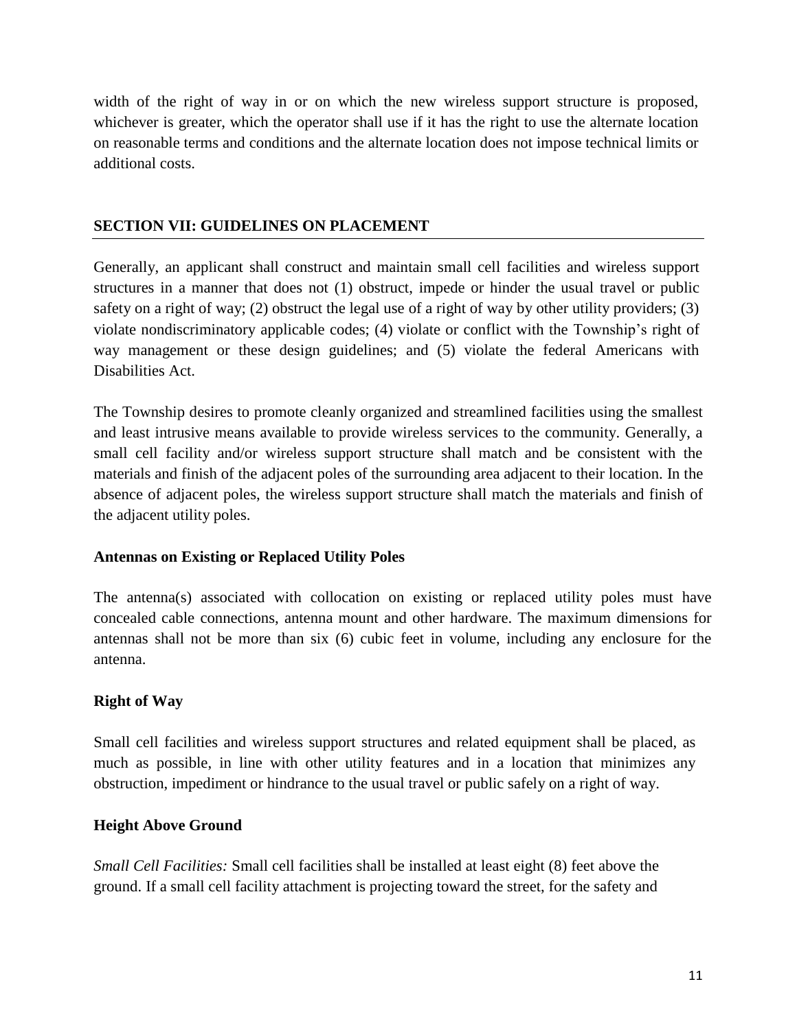width of the right of way in or on which the new wireless support structure is proposed, whichever is greater, which the operator shall use if it has the right to use the alternate location on reasonable terms and conditions and the alternate location does not impose technical limits or additional costs.

## SECTION VII: GUIDELINES ON PLACEMENT

Generally, an applicant shall construct and maintain small cell facilities and wireless support structures in a manner that does not (1) obstruct, impede or hinder the usual travel or public safety on a right of way; (2) obstruct the legal use of a right of way by other utility providers; (3) violate nondiscriminatory applicable codes; (4) violate or conflict with the Township's right of way management or these design guidelines; and (5) violate the federal Americans with Disabilities Act.

The Township desires to promote cleanly organized and streamlined facilities using the smallest and least intrusive means available to provide wireless services to the community. Generally, a small cell facility and/or wireless support structure shall match and be consistent with the materials and finish of the adjacent poles of the surrounding area adjacent to their location. In the absence of adjacent poles, the wireless support structure shall match the materials and finish of the adjacent utility poles.

### Antennas on Existing or Replaced Utility Poles

The antenna(s) associated with collocation on existing or replaced utility poles must have concealed cable connections, antenna mount and other hardware. The maximum dimensions for antennas shall not be more than six (6) cubic feet in volume, including any enclosure for the antenna.

### Right of Way

Small cell facilities and wireless support structures and related equipment shall be placed, as much as possible, in line with other utility features and in a location that minimizes any obstruction, impediment or hindrance to the usual travel or public safely on a right of way.

### Height Above Ground

*Small Cell Facilities:* Small cell facilities shall be installed at least eight (8) feet above the ground. If a small cell facility attachment is projecting toward the street, for the safety and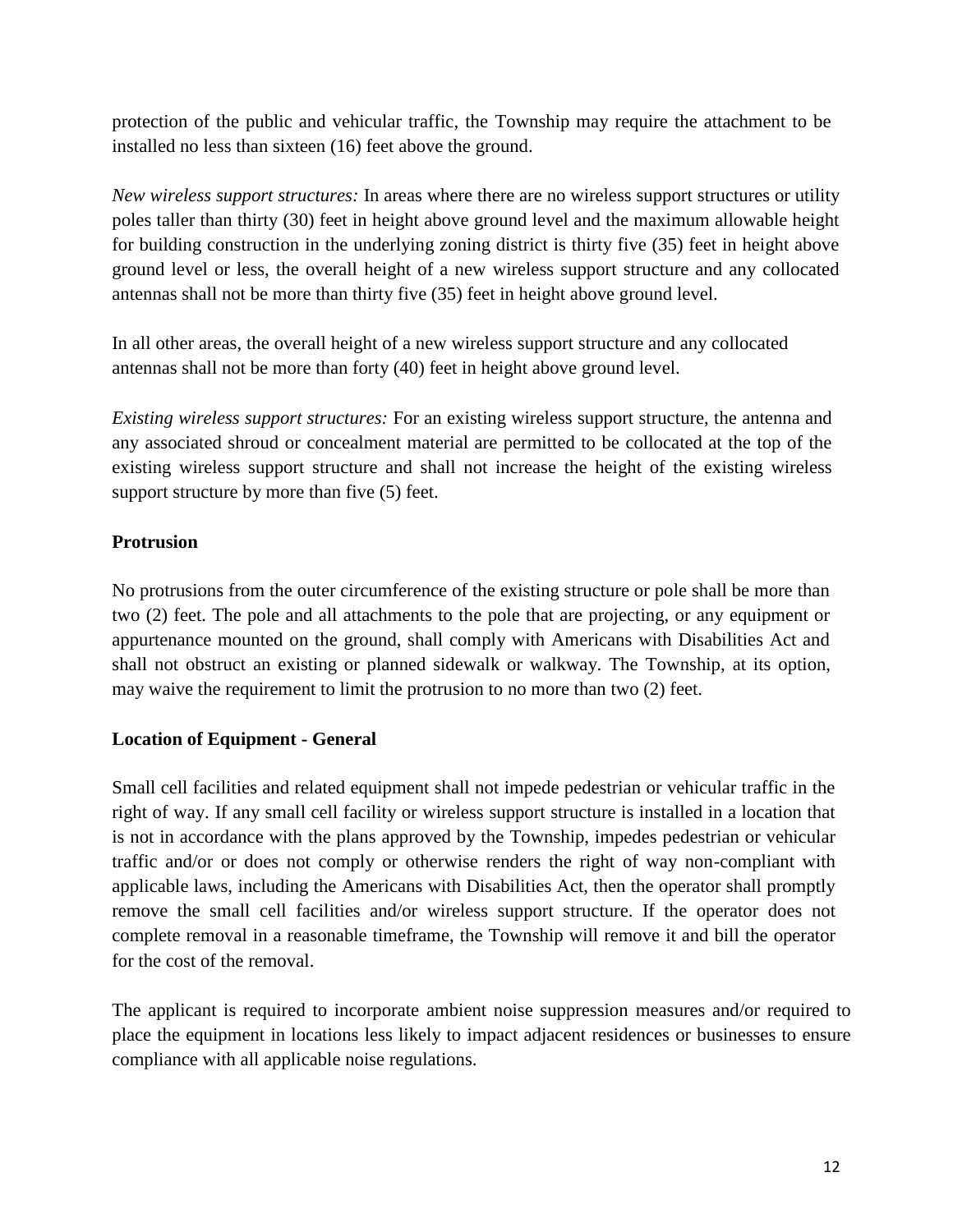protection of the public and vehicular traffic, the Township may require the attachment to be installed no less than sixteen (16) feet above the ground.

*New wireless support structures:* In areas where there are no wireless support structures or utility poles taller than thirty (30) feet in height above ground level and the maximum allowable height for building construction in the underlying zoning district is thirty five (35) feet in height above ground level or less, the overall height of a new wireless support structure and any collocated antennas shall not be more than thirty five (35) feet in height above ground level.

In all other areas, the overall height of a new wireless support structure and any collocated antennas shall not be more than forty (40) feet in height above ground level.

*Existing wireless support structures:* For an existing wireless support structure, the antenna and any associated shroud or concealment material are permitted to be collocated at the top of the existing wireless support structure and shall not increase the height of the existing wireless support structure by more than five (5) feet.

**Protrusion**

No protrusions from the outer circumference of the existing structure or pole shall be more than two (2) feet. The pole and all attachments to the pole that are projecting, or any equipment or appurtenance mounted on the ground, shall comply with Americans with Disabilities Act and shall not obstruct an existing or planned sidewalk or walkway. The Township, at its option, may waive the requirement to limit the protrusion to no more than two (2) feet.

**Location of Equipment - General**

Small cell facilities and related equipment shall not impede pedestrian or vehicular traffic in the right of way. If any small cell facility or wireless support structure is installed in a location that is not in accordance with the plans approved by the Township, impedes pedestrian or vehicular traffic and/or or does not comply or otherwise renders the right of way non-compliant with applicable laws, including the Americans with Disabilities Act, then the operator shall promptly remove the small cell facilities and/or wireless support structure. If the operator does not complete removal in a reasonable timeframe, the Township will remove it and bill the operator for the cost of the removal.

The applicant is required to incorporate ambient noise suppression measures and/or required to place the equipment in locations less likely to impact adjacent residences or businesses to ensure compliance with all applicable noise regulations.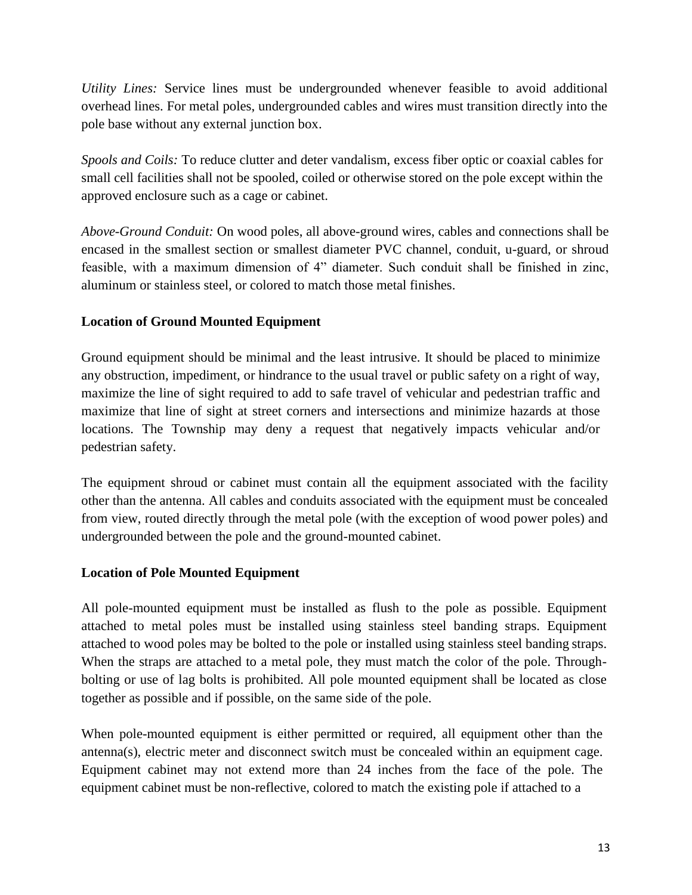*Utility Lines:* Service lines must be undergrounded whenever feasible to avoid additional overhead lines. For metal poles, undergrounded cables and wires must transition directly into the pole base without any external junction box.

*Spools and Coils:* To reduce clutter and deter vandalism, excess fiber optic or coaxial cables for small cell facilities shall not be spooled, coiled or otherwise stored on the pole except within the approved enclosure such as a cage or cabinet.

*Above-Ground Conduit:* On wood poles, all above-ground wires, cables and connections shall be encased in the smallest section or smallest diameter PVC channel, conduit, u-guard, or shroud feasible, with a maximum dimension of 4" diameter. Such conduit shall be finished in zinc, aluminum or stainless steel, or colored to match those metal finishes.

**Location of Ground Mounted Equipment**

Ground equipment should be minimal and the least intrusive. It should be placed to minimize any obstruction, impediment, or hindrance to the usual travel or public safety on a right of way, maximize the line of sight required to add to safe travel of vehicular and pedestrian traffic and maximize that line of sight at street corners and intersections and minimize hazards at those locations. The Township may deny a request that negatively impacts vehicular and/or pedestrian safety.

The equipment shroud or cabinet must contain all the equipment associated with the facility other than the antenna. All cables and conduits associated with the equipment must be concealed from view, routed directly through the metal pole (with the exception of wood power poles) and undergrounded between the pole and the ground-mounted cabinet.

**Location of Pole Mounted Equipment**

All pole-mounted equipment must be installed as flush to the pole as possible. Equipment attached to metal poles must be installed using stainless steel banding straps. Equipment attached to wood poles may be bolted to the pole or installed using stainless steel banding straps. When the straps are attached to a metal pole, they must match the color of the pole. Through-bolting or use of lag bolts is prohibited. All pole mounted equipment shall be located as close together as possible and if possible, on the same side of the pole.

When pole-mounted equipment is either permitted or required, all equipment other than the antenna(s), electric meter and disconnect switch must be concealed within an equipment cage. Equipment cabinet may not extend more than 24 inches from the face of the pole. The equipment cabinet must be non-reflective, colored to match the existing pole if attached to a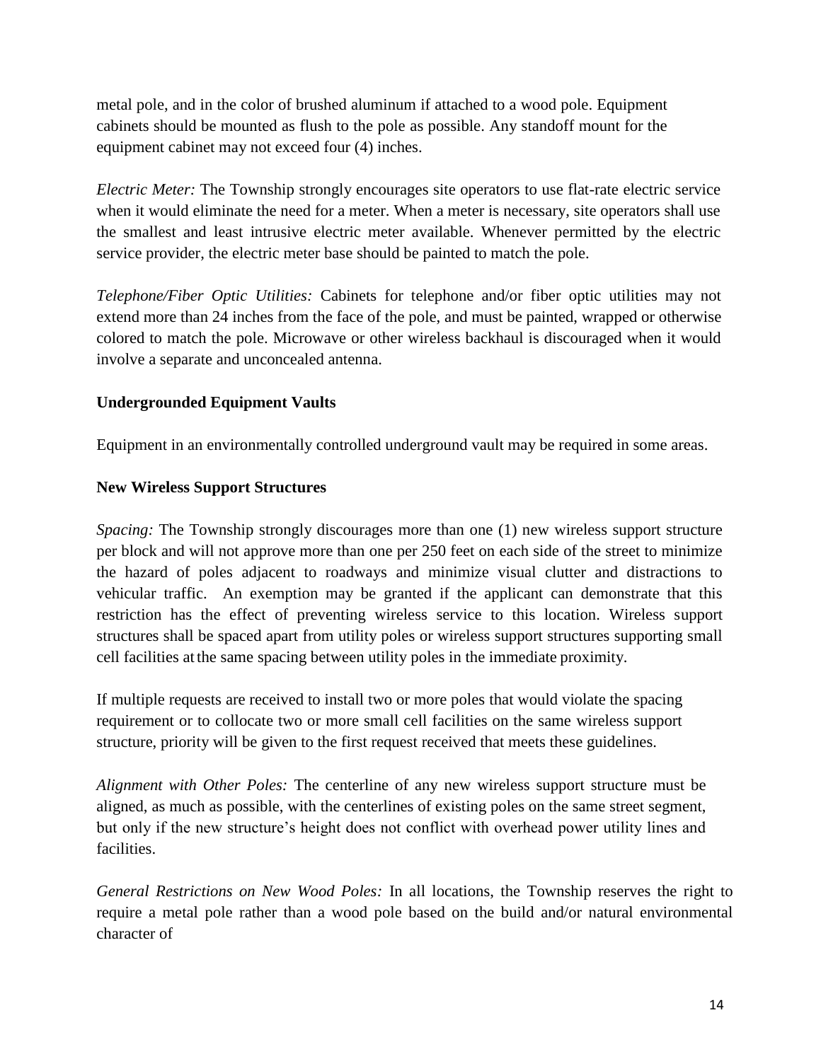metal pole, and in the color of brushed aluminum if attached to a wood pole. Equipment cabinets should be mounted as flush to the pole as possible. Any standoff mount for the equipment cabinet may not exceed four (4) inches.

*Electric Meter:* The Township strongly encourages site operators to use flat-rate electric service when it would eliminate the need for a meter. When a meter is necessary, site operators shall use the smallest and least intrusive electric meter available. Whenever permitted by the electric service provider, the electric meter base should be painted to match the pole.

*Telephone/Fiber Optic Utilities:* Cabinets for telephone and/or fiber optic utilities may not extend more than 24 inches from the face of the pole, and must be painted, wrapped or otherwise colored to match the pole. Microwave or other wireless backhaul is discouraged when it would involve a separate and unconcealed antenna.

**Undergrounded Equipment Vaults**

Equipment in an environmentally controlled underground vault may be required in some areas.

**New Wireless Support Structures**

*Spacing:* The Township strongly discourages more than one (1) new wireless support structure per block and will not approve more than one per 250 feet on each side of the street to minimize the hazard of poles adjacent to roadways and minimize visual clutter and distractions to vehicular traffic. An exemption may be granted if the applicant can demonstrate that this restriction has the effect of preventing wireless service to this location. Wireless support structures shall be spaced apart from utility poles or wireless support structures supporting small cell facilities at the same spacing between utility poles in the immediate proximity.

If multiple requests are received to install two or more poles that would violate the spacing requirement or to collocate two or more small cell facilities on the same wireless support structure, priority will be given to the first request received that meets these guidelines.

*Alignment with Other Poles:* The centerline of any new wireless support structure must be aligned, as much as possible, with the centerlines of existing poles on the same street segment, but only if the new structure's height does not conflict with overhead power utility lines and facilities.

*General Restrictions on New Wood Poles:* In all locations, the Township reserves the right to require a metal pole rather than a wood pole based on the build and/or natural environmental character of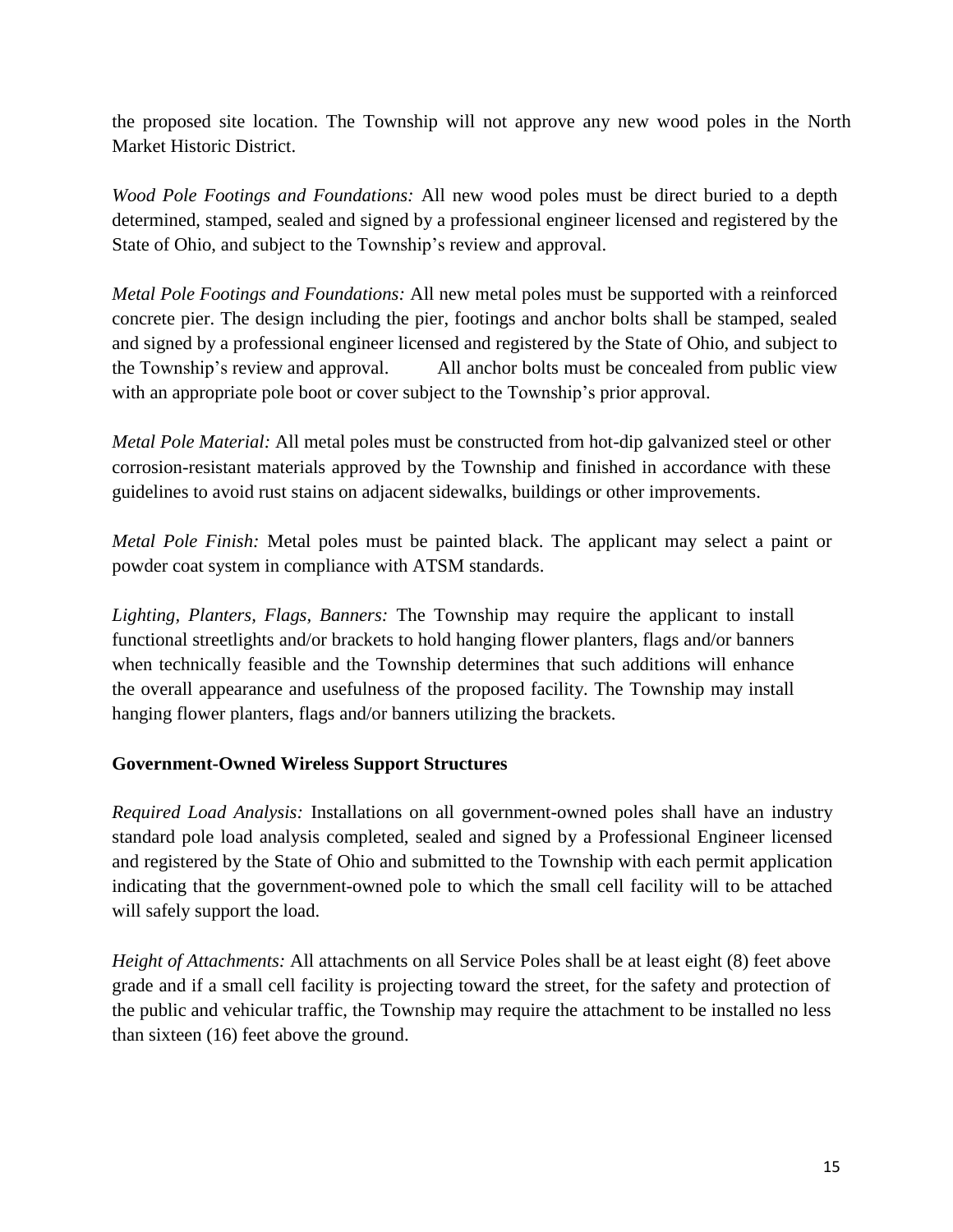the proposed site location. The Township will not approve any new wood poles in the North Market Historic District.

*Wood Pole Footings and Foundations:* All new wood poles must be direct buried to a depth determined, stamped, sealed and signed by a professional engineer licensed and registered by the State of Ohio, and subject to the Township's review and approval.

*Metal Pole Footings and Foundations:* All new metal poles must be supported with a reinforced concrete pier. The design including the pier, footings and anchor bolts shall be stamped, sealed and signed by a professional engineer licensed and registered by the State of Ohio, and subject to the Township's review and approval. All anchor bolts must be concealed from public view with an appropriate pole boot or cover subject to the Township's prior approval.

*Metal Pole Material:* All metal poles must be constructed from hot-dip galvanized steel or other corrosion-resistant materials approved by the Township and finished in accordance with these guidelines to avoid rust stains on adjacent sidewalks, buildings or other improvements.

*Metal Pole Finish:* Metal poles must be painted black. The applicant may select a paint or powder coat system in compliance with ATSM standards.

*Lighting, Planters, Flags, Banners:* The Township may require the applicant to install functional streetlights and/or brackets to hold hanging flower planters, flags and/or banners when technically feasible and the Township determines that such additions will enhance the overall appearance and usefulness of the proposed facility. The Township may install hanging flower planters, flags and/or banners utilizing the brackets.

**Government-Owned Wireless Support Structures**

*Required Load Analysis:* Installations on all government-owned poles shall have an industry standard pole load analysis completed, sealed and signed by a Professional Engineer licensed and registered by the State of Ohio and submitted to the Township with each permit application indicating that the government-owned pole to which the small cell facility will to be attached will safely support the load.

*Height of Attachments:* All attachments on all Service Poles shall be at least eight (8) feet above grade and if a small cell facility is projecting toward the street, for the safety and protection of the public and vehicular traffic, the Township may require the attachment to be installed no less than sixteen (16) feet above the ground.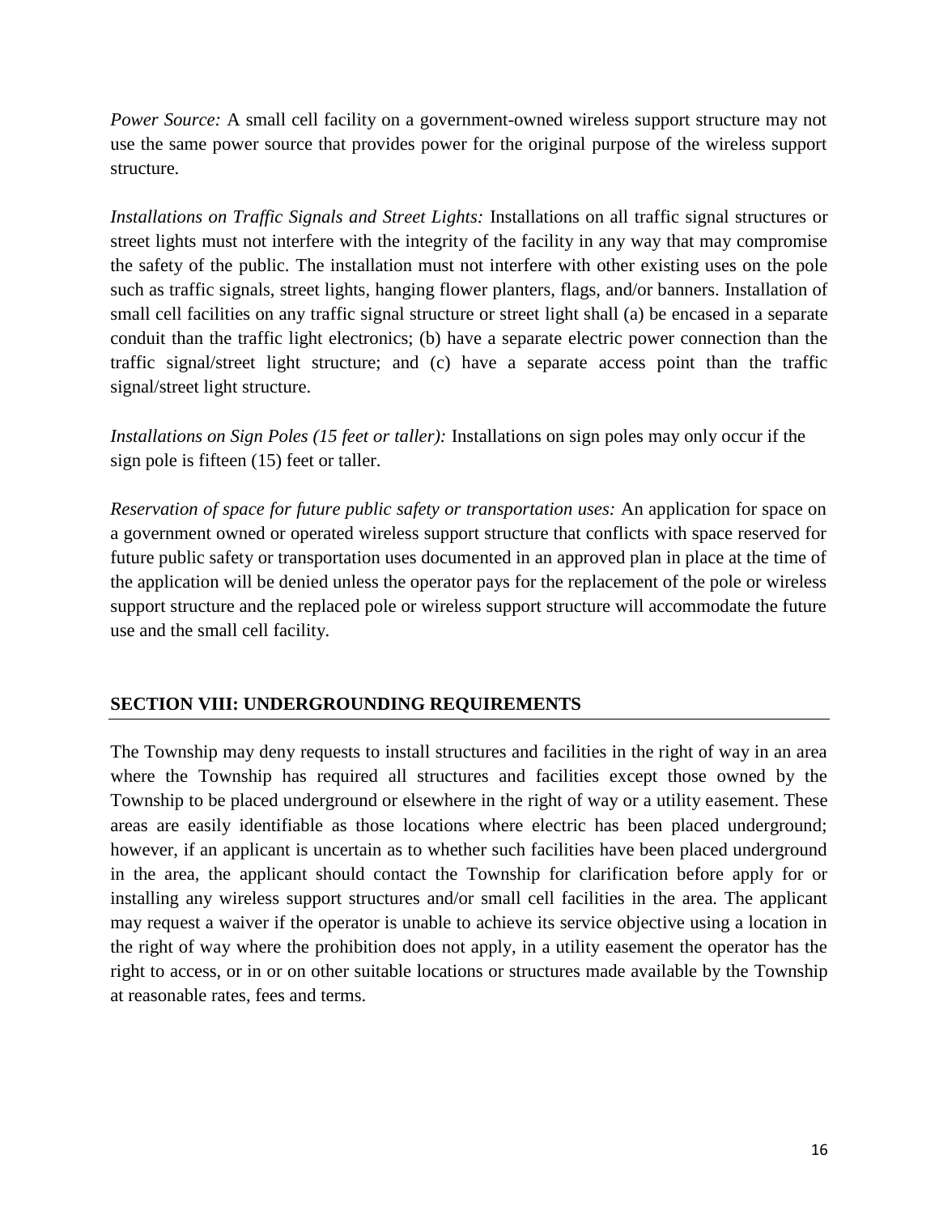*Power Source:* A small cell facility on a government-owned wireless support structure may not use the same power source that provides power for the original purpose of the wireless support structure.

*Installations on Traffic Signals and Street Lights:* Installations on all traffic signal structures or street lights must not interfere with the integrity of the facility in any way that may compromise the safety of the public. The installation must not interfere with other existing uses on the pole such as traffic signals, street lights, hanging flower planters, flags, and/or banners. Installation of small cell facilities on any traffic signal structure or street light shall (a) be encased in a separate conduit than the traffic light electronics; (b) have a separate electric power connection than the traffic signal/street light structure; and (c) have a separate access point than the traffic signal/street light structure.

*Installations on Sign Poles (15 feet or taller):* Installations on sign poles may only occur if the sign pole is fifteen (15) feet or taller.

*Reservation of space for future public safety or transportation uses:* An application for space on a government owned or operated wireless support structure that conflicts with space reserved for future public safety or transportation uses documented in an approved plan in place at the time of the application will be denied unless the operator pays for the replacement of the pole or wireless support structure and the replaced pole or wireless support structure will accommodate the future use and the small cell facility.

## SECTION VIII: UNDERGROUNDING REQUIREMENTS

The Township may deny requests to install structures and facilities in the right of way in an area where the Township has required all structures and facilities except those owned by the Township to be placed underground or elsewhere in the right of way or a utility easement. These areas are easily identifiable as those locations where electric has been placed underground; however, if an applicant is uncertain as to whether such facilities have been placed underground in the area, the applicant should contact the Township for clarification before apply for or installing any wireless support structures and/or small cell facilities in the area. The applicant may request a waiver if the operator is unable to achieve its service objective using a location in the right of way where the prohibition does not apply, in a utility easement the operator has the right to access, or in or on other suitable locations or structures made available by the Township at reasonable rates, fees and terms.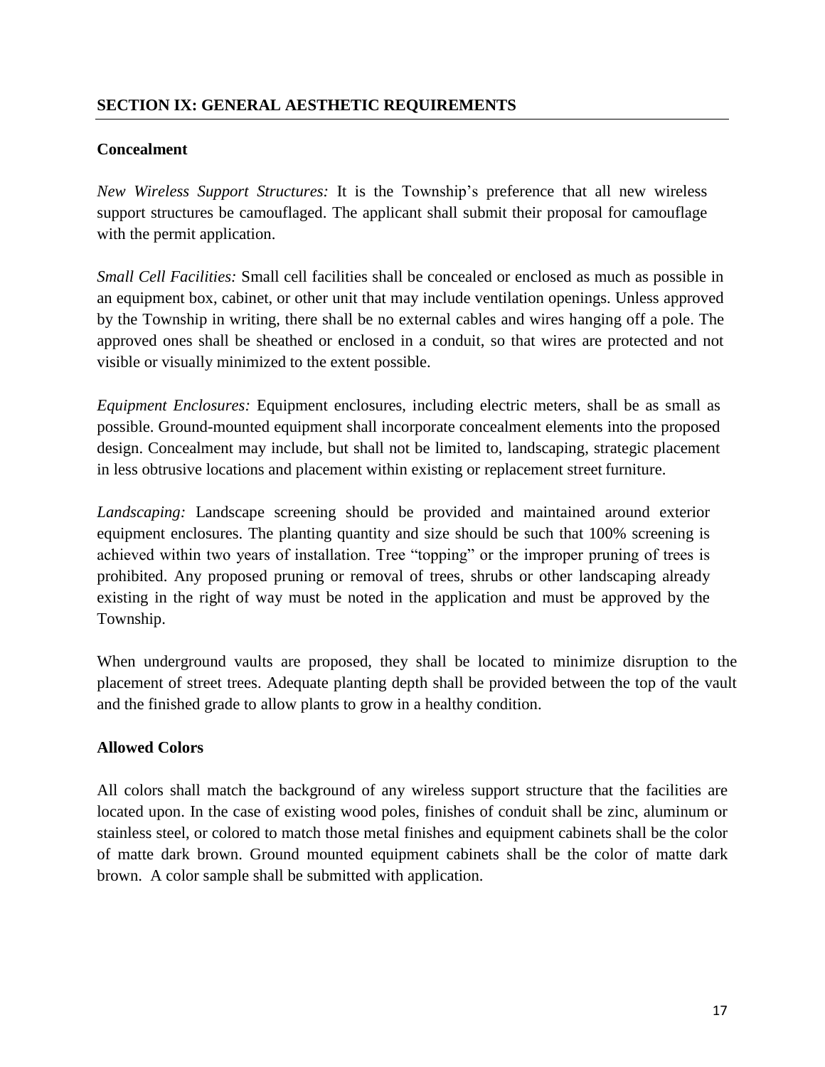## SECTION IX: GENERAL AESTHETIC REQUIREMENTS

### Concealment

*New Wireless Support Structures:* It is the Township's preference that all new wireless support structures be camouflaged. The applicant shall submit their proposal for camouflage with the permit application.

*Small Cell Facilities:* Small cell facilities shall be concealed or enclosed as much as possible in an equipment box, cabinet, or other unit that may include ventilation openings. Unless approved by the Township in writing, there shall be no external cables and wires hanging off a pole. The approved ones shall be sheathed or enclosed in a conduit, so that wires are protected and not visible or visually minimized to the extent possible.

*Equipment Enclosures:* Equipment enclosures, including electric meters, shall be as small as possible. Ground-mounted equipment shall incorporate concealment elements into the proposed design. Concealment may include, but shall not be limited to, landscaping, strategic placement in less obtrusive locations and placement within existing or replacement street furniture.

*Landscaping:* Landscape screening should be provided and maintained around exterior equipment enclosures. The planting quantity and size should be such that 100% screening is achieved within two years of installation. Tree "topping" or the improper pruning of trees is prohibited. Any proposed pruning or removal of trees, shrubs or other landscaping already existing in the right of way must be noted in the application and must be approved by the Township.

When underground vaults are proposed, they shall be located to minimize disruption to the placement of street trees. Adequate planting depth shall be provided between the top of the vault and the finished grade to allow plants to grow in a healthy condition.

### Allowed Colors

All colors shall match the background of any wireless support structure that the facilities are located upon. In the case of existing wood poles, finishes of conduit shall be zinc, aluminum or stainless steel, or colored to match those metal finishes and equipment cabinets shall be the color of matte dark brown. Ground mounted equipment cabinets shall be the color of matte dark brown. A color sample shall be submitted with application.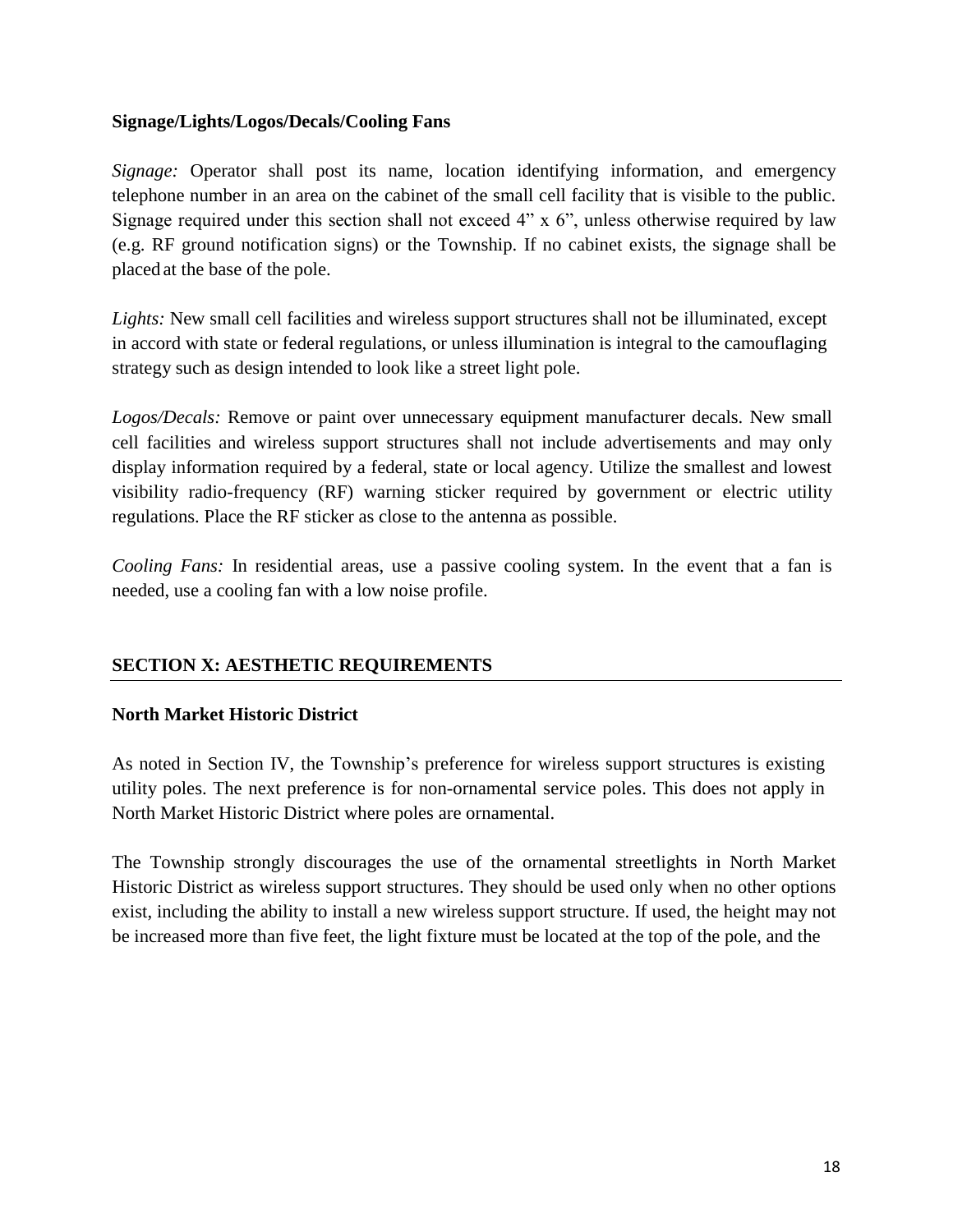**Signage/Lights/Logos/Decals/Cooling Fans**

*Signage:* Operator shall post its name, location identifying information, and emergency telephone number in an area on the cabinet of the small cell facility that is visible to the public. Signage required under this section shall not exceed 4" x 6", unless otherwise required by law (e.g. RF ground notification signs) or the Township. If no cabinet exists, the signage shall be placed at the base of the pole.

*Lights:* New small cell facilities and wireless support structures shall not be illuminated, except in accord with state or federal regulations, or unless illumination is integral to the camouflaging strategy such as design intended to look like a street light pole.

*Logos/Decals:* Remove or paint over unnecessary equipment manufacturer decals. New small cell facilities and wireless support structures shall not include advertisements and may only display information required by a federal, state or local agency. Utilize the smallest and lowest visibility radio-frequency (RF) warning sticker required by government or electric utility regulations. Place the RF sticker as close to the antenna as possible.

*Cooling Fans:* In residential areas, use a passive cooling system. In the event that a fan is needed, use a cooling fan with a low noise profile.

## SECTION X: AESTHETIC REQUIREMENTS

**North Market Historic District**

As noted in Section IV, the Township's preference for wireless support structures is existing utility poles. The next preference is for non-ornamental service poles. This does not apply in North Market Historic District where poles are ornamental.

The Township strongly discourages the use of the ornamental streetlights in North Market Historic District as wireless support structures. They should be used only when no other options exist, including the ability to install a new wireless support structure. If used, the height may not be increased more than five feet, the light fixture must be located at the top of the pole, and the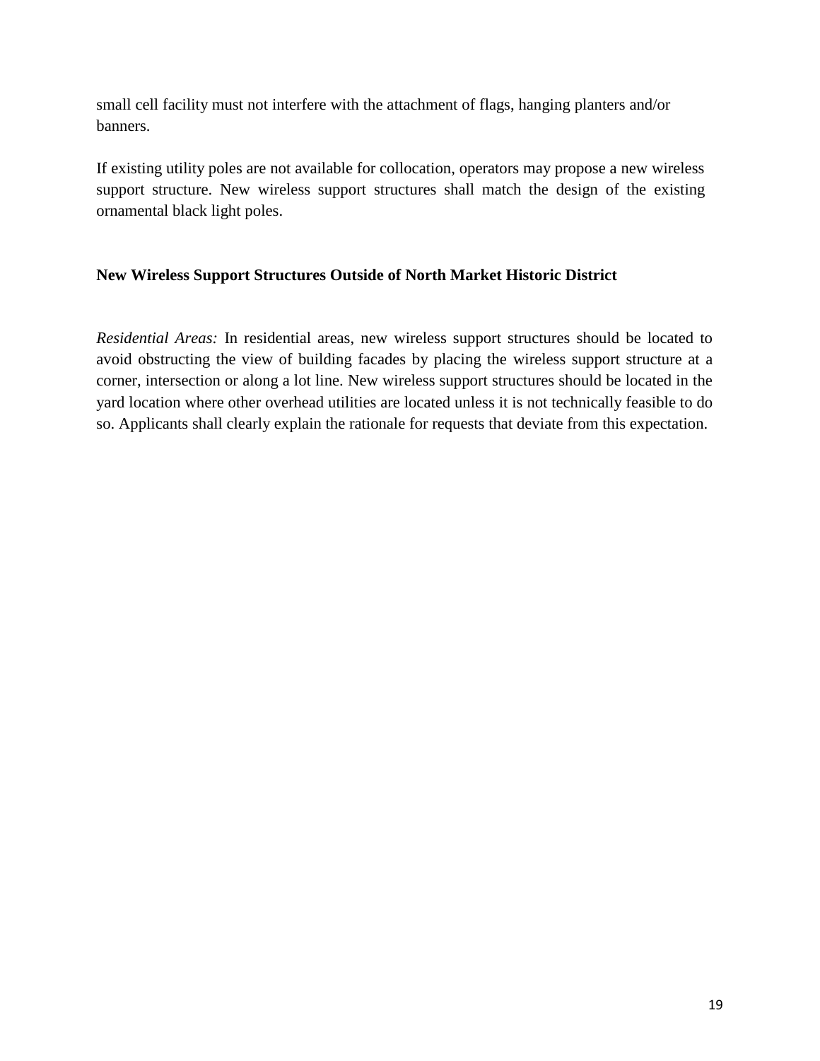small cell facility must not interfere with the attachment of flags, hanging planters and/or banners.

If existing utility poles are not available for collocation, operators may propose a new wireless support structure. New wireless support structures shall match the design of the existing ornamental black light poles.

**New Wireless Support Structures Outside of North Market Historic District**

*Residential Areas:* In residential areas, new wireless support structures should be located to avoid obstructing the view of building facades by placing the wireless support structure at a corner, intersection or along a lot line. New wireless support structures should be located in the yard location where other overhead utilities are located unless it is not technically feasible to do so. Applicants shall clearly explain the rationale for requests that deviate from this expectation.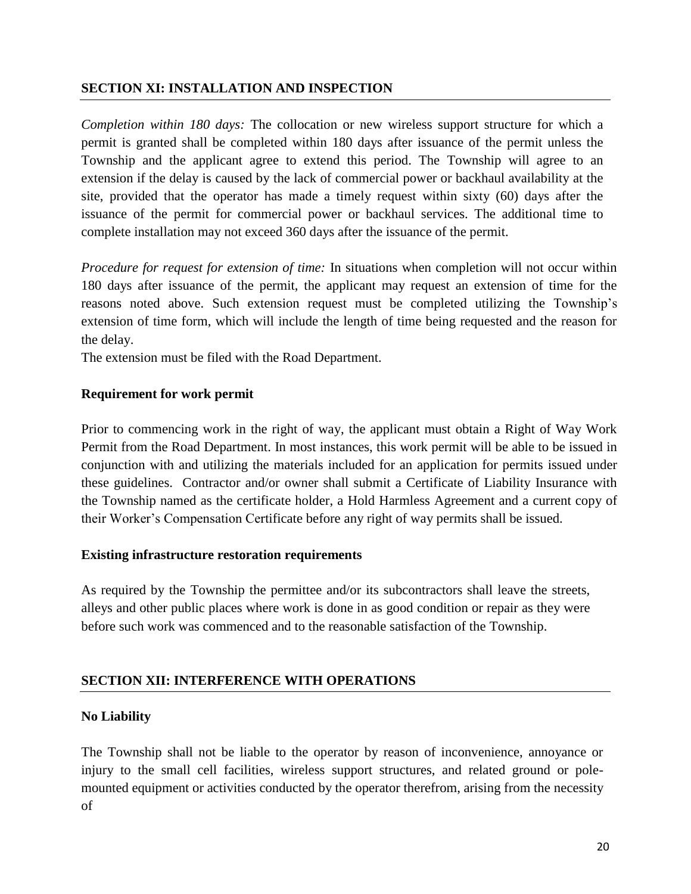## SECTION XI: INSTALLATION AND INSPECTION

*Completion within 180 days:* The collocation or new wireless support structure for which a permit is granted shall be completed within 180 days after issuance of the permit unless the Township and the applicant agree to extend this period. The Township will agree to an extension if the delay is caused by the lack of commercial power or backhaul availability at the site, provided that the operator has made a timely request within sixty (60) days after the issuance of the permit for commercial power or backhaul services. The additional time to complete installation may not exceed 360 days after the issuance of the permit.

*Procedure for request for extension of time:* In situations when completion will not occur within 180 days after issuance of the permit, the applicant may request an extension of time for the reasons noted above. Such extension request must be completed utilizing the Township's extension of time form, which will include the length of time being requested and the reason for the delay.

The extension must be filed with the Road Department.

### Requirement for work permit

Prior to commencing work in the right of way, the applicant must obtain a Right of Way Work Permit from the Road Department. In most instances, this work permit will be able to be issued in conjunction with and utilizing the materials included for an application for permits issued under these guidelines. Contractor and/or owner shall submit a Certificate of Liability Insurance with the Township named as the certificate holder, a Hold Harmless Agreement and a current copy of their Worker's Compensation Certificate before any right of way permits shall be issued.

### Existing infrastructure restoration requirements

As required by the Township the permittee and/or its subcontractors shall leave the streets, alleys and other public places where work is done in as good condition or repair as they were before such work was commenced and to the reasonable satisfaction of the Township.

## SECTION XII: INTERFERENCE WITH OPERATIONS

### No Liability

The Township shall not be liable to the operator by reason of inconvenience, annoyance or injury to the small cell facilities, wireless support structures, and related ground or pole-mounted equipment or activities conducted by the operator therefrom, arising from the necessity of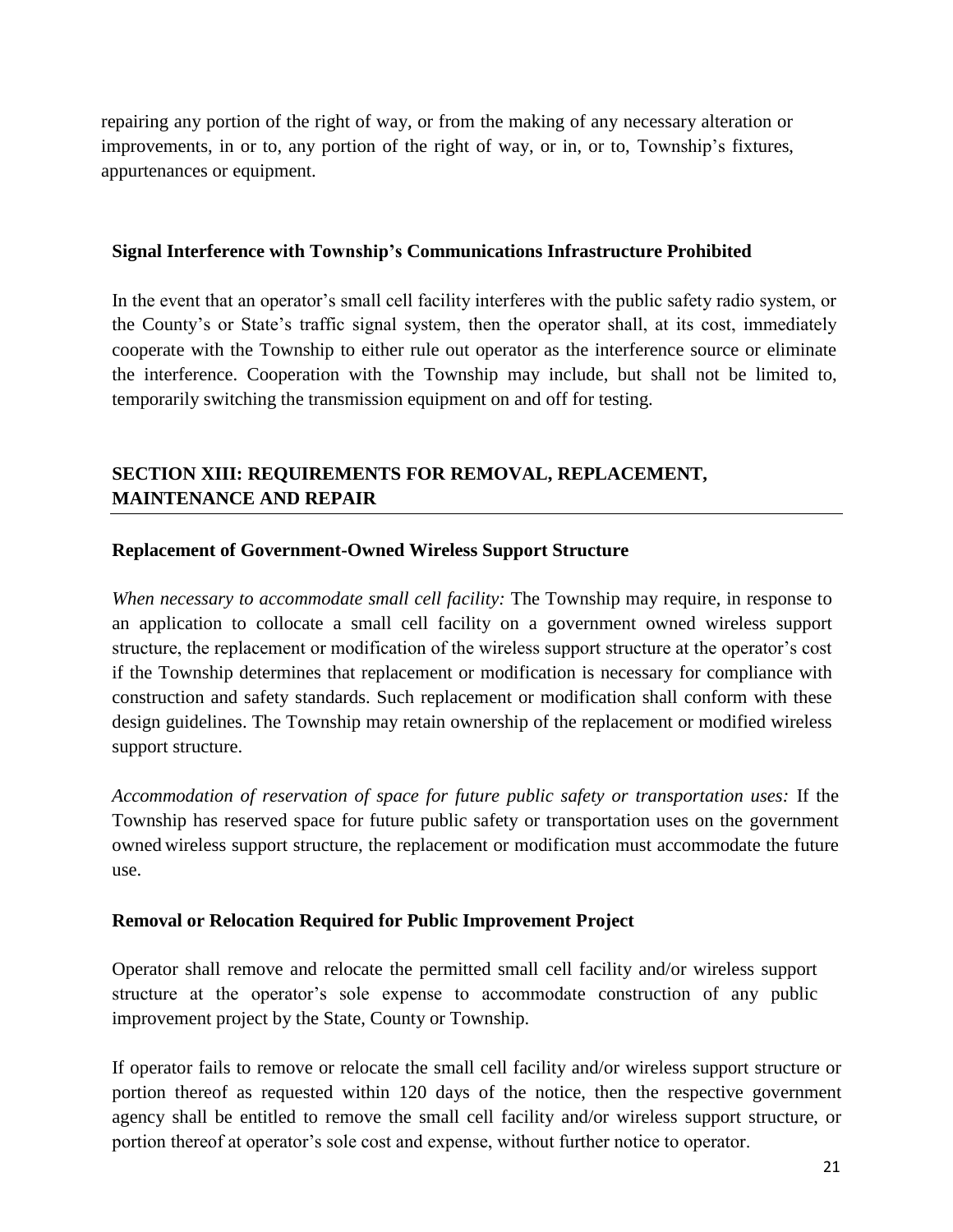repairing any portion of the right of way, or from the making of any necessary alteration or improvements, in or to, any portion of the right of way, or in, or to, Township's fixtures, appurtenances or equipment.

**Signal Interference with Township's Communications Infrastructure Prohibited**

In the event that an operator's small cell facility interferes with the public safety radio system, or the County's or State's traffic signal system, then the operator shall, at its cost, immediately cooperate with the Township to either rule out operator as the interference source or eliminate the interference. Cooperation with the Township may include, but shall not be limited to, temporarily switching the transmission equipment on and off for testing.

## SECTION XIII: REQUIREMENTS FOR REMOVAL, REPLACEMENT, MAINTENANCE AND REPAIR

**Replacement of Government-Owned Wireless Support Structure**

*When necessary to accommodate small cell facility:* The Township may require, in response to an application to collocate a small cell facility on a government owned wireless support structure, the replacement or modification of the wireless support structure at the operator's cost if the Township determines that replacement or modification is necessary for compliance with construction and safety standards. Such replacement or modification shall conform with these design guidelines. The Township may retain ownership of the replacement or modified wireless support structure.

*Accommodation of reservation of space for future public safety or transportation uses:* If the Township has reserved space for future public safety or transportation uses on the government owned wireless support structure, the replacement or modification must accommodate the future use.

**Removal or Relocation Required for Public Improvement Project**

Operator shall remove and relocate the permitted small cell facility and/or wireless support structure at the operator's sole expense to accommodate construction of any public improvement project by the State, County or Township.

If operator fails to remove or relocate the small cell facility and/or wireless support structure or portion thereof as requested within 120 days of the notice, then the respective government agency shall be entitled to remove the small cell facility and/or wireless support structure, or portion thereof at operator's sole cost and expense, without further notice to operator.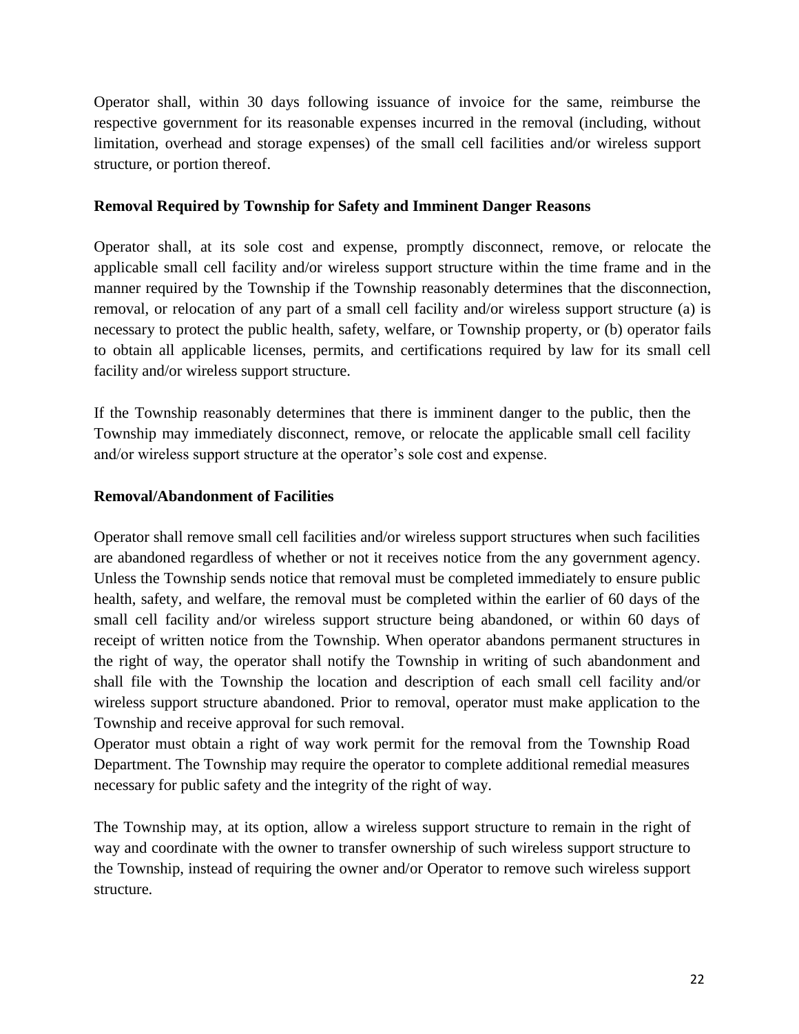Operator shall, within 30 days following issuance of invoice for the same, reimburse the respective government for its reasonable expenses incurred in the removal (including, without limitation, overhead and storage expenses) of the small cell facilities and/or wireless support structure, or portion thereof.

**Removal Required by Township for Safety and Imminent Danger Reasons**

Operator shall, at its sole cost and expense, promptly disconnect, remove, or relocate the applicable small cell facility and/or wireless support structure within the time frame and in the manner required by the Township if the Township reasonably determines that the disconnection, removal, or relocation of any part of a small cell facility and/or wireless support structure (a) is necessary to protect the public health, safety, welfare, or Township property, or (b) operator fails to obtain all applicable licenses, permits, and certifications required by law for its small cell facility and/or wireless support structure.

If the Township reasonably determines that there is imminent danger to the public, then the Township may immediately disconnect, remove, or relocate the applicable small cell facility and/or wireless support structure at the operator's sole cost and expense.

**Removal/Abandonment of Facilities**

Operator shall remove small cell facilities and/or wireless support structures when such facilities are abandoned regardless of whether or not it receives notice from the any government agency. Unless the Township sends notice that removal must be completed immediately to ensure public health, safety, and welfare, the removal must be completed within the earlier of 60 days of the small cell facility and/or wireless support structure being abandoned, or within 60 days of receipt of written notice from the Township. When operator abandons permanent structures in the right of way, the operator shall notify the Township in writing of such abandonment and shall file with the Township the location and description of each small cell facility and/or wireless support structure abandoned. Prior to removal, operator must make application to the Township and receive approval for such removal.
Operator must obtain a right of way work permit for the removal from the Township Road Department. The Township may require the operator to complete additional remedial measures necessary for public safety and the integrity of the right of way.

The Township may, at its option, allow a wireless support structure to remain in the right of way and coordinate with the owner to transfer ownership of such wireless support structure to the Township, instead of requiring the owner and/or Operator to remove such wireless support structure.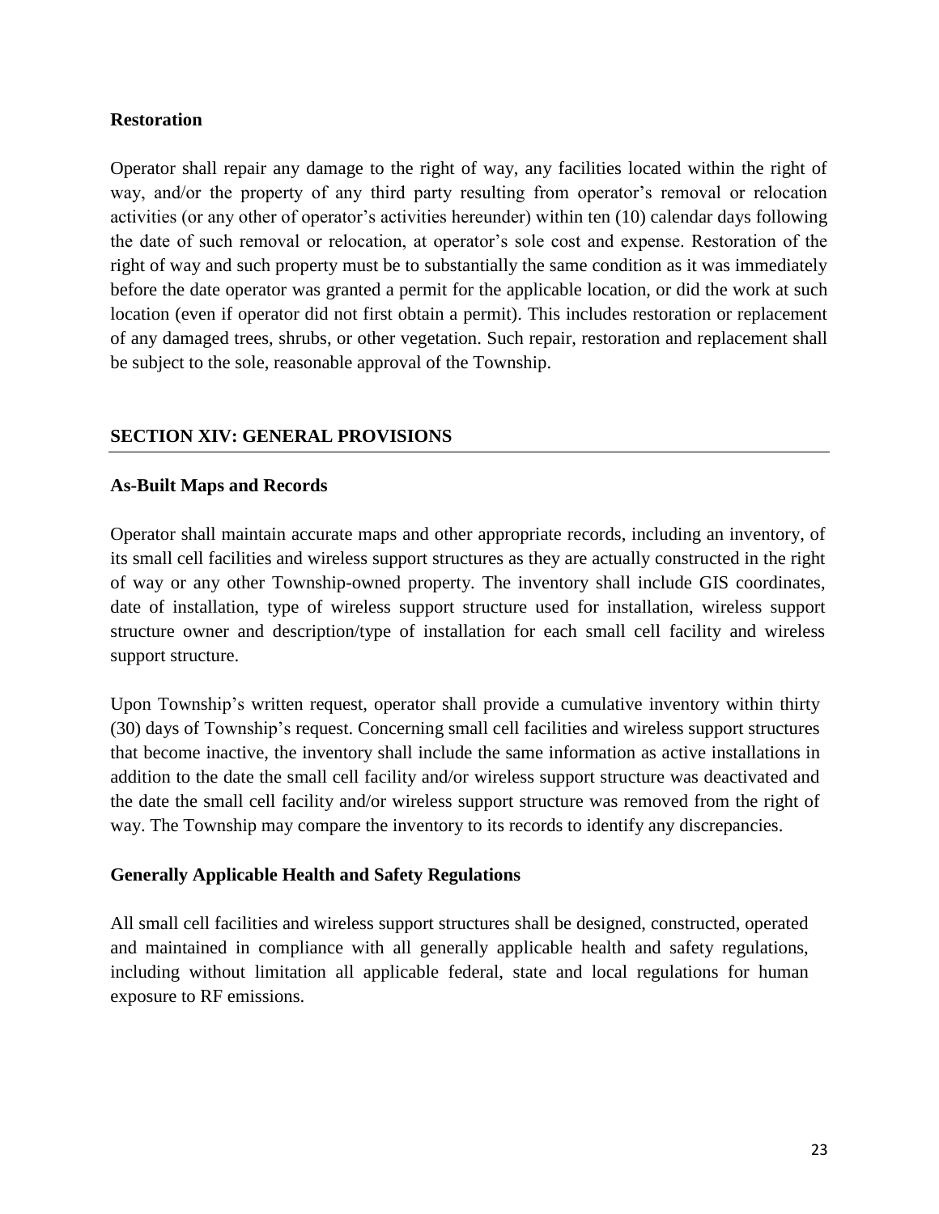**Restoration**

Operator shall repair any damage to the right of way, any facilities located within the right of way, and/or the property of any third party resulting from operator's removal or relocation activities (or any other of operator's activities hereunder) within ten (10) calendar days following the date of such removal or relocation, at operator's sole cost and expense. Restoration of the right of way and such property must be to substantially the same condition as it was immediately before the date operator was granted a permit for the applicable location, or did the work at such location (even if operator did not first obtain a permit). This includes restoration or replacement of any damaged trees, shrubs, or other vegetation. Such repair, restoration and replacement shall be subject to the sole, reasonable approval of the Township.

## SECTION XIV: GENERAL PROVISIONS

**As-Built Maps and Records**

Operator shall maintain accurate maps and other appropriate records, including an inventory, of its small cell facilities and wireless support structures as they are actually constructed in the right of way or any other Township-owned property. The inventory shall include GIS coordinates, date of installation, type of wireless support structure used for installation, wireless support structure owner and description/type of installation for each small cell facility and wireless support structure.

Upon Township's written request, operator shall provide a cumulative inventory within thirty (30) days of Township's request. Concerning small cell facilities and wireless support structures that become inactive, the inventory shall include the same information as active installations in addition to the date the small cell facility and/or wireless support structure was deactivated and the date the small cell facility and/or wireless support structure was removed from the right of way. The Township may compare the inventory to its records to identify any discrepancies.

**Generally Applicable Health and Safety Regulations**

All small cell facilities and wireless support structures shall be designed, constructed, operated and maintained in compliance with all generally applicable health and safety regulations, including without limitation all applicable federal, state and local regulations for human exposure to RF emissions.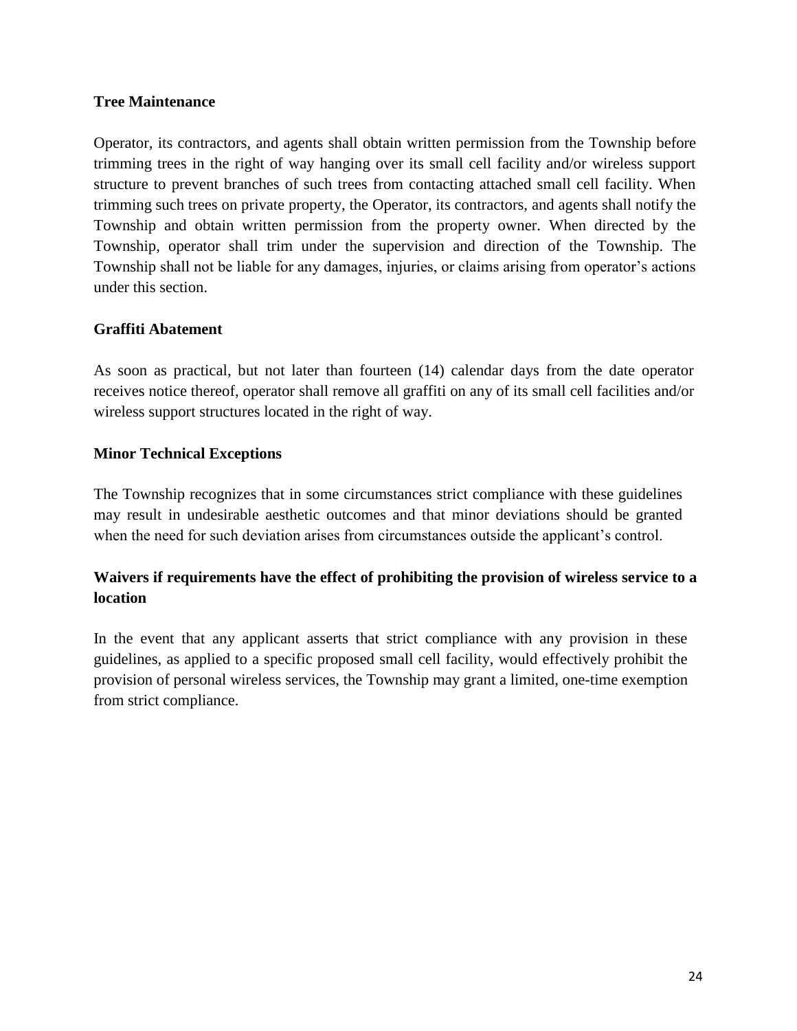**Tree Maintenance**

Operator, its contractors, and agents shall obtain written permission from the Township before trimming trees in the right of way hanging over its small cell facility and/or wireless support structure to prevent branches of such trees from contacting attached small cell facility. When trimming such trees on private property, the Operator, its contractors, and agents shall notify the Township and obtain written permission from the property owner. When directed by the Township, operator shall trim under the supervision and direction of the Township. The Township shall not be liable for any damages, injuries, or claims arising from operator's actions under this section.

**Graffiti Abatement**

As soon as practical, but not later than fourteen (14) calendar days from the date operator receives notice thereof, operator shall remove all graffiti on any of its small cell facilities and/or wireless support structures located in the right of way.

**Minor Technical Exceptions**

The Township recognizes that in some circumstances strict compliance with these guidelines may result in undesirable aesthetic outcomes and that minor deviations should be granted when the need for such deviation arises from circumstances outside the applicant's control.

**Waivers if requirements have the effect of prohibiting the provision of wireless service to a location**

In the event that any applicant asserts that strict compliance with any provision in these guidelines, as applied to a specific proposed small cell facility, would effectively prohibit the provision of personal wireless services, the Township may grant a limited, one-time exemption from strict compliance.